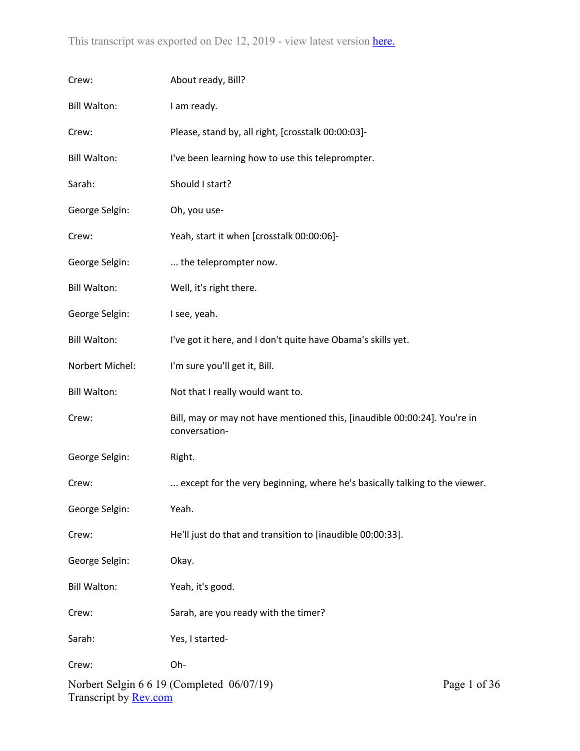This transcript was exported on Dec 12, 2019 - view latest version [here.](#)

| | |
|---|---|
| Crew: | About ready, Bill? |
| Bill Walton: | I am ready. |
| Crew: | Please, stand by, all right, [crosstalk 00:00:03]- |
| Bill Walton: | I've been learning how to use this teleprompter. |
| Sarah: | Should I start? |
| George Selgin: | Oh, you use- |
| Crew: | Yeah, start it when [crosstalk 00:00:06]- |
| George Selgin: | ... the teleprompter now. |
| Bill Walton: | Well, it's right there. |
| George Selgin: | I see, yeah. |
| Bill Walton: | I've got it here, and I don't quite have Obama's skills yet. |
| Norbert Michel: | I'm sure you'll get it, Bill. |
| Bill Walton: | Not that I really would want to. |
| Crew: | Bill, may or may not have mentioned this, [inaudible 00:00:24]. You're in conversation- |
| George Selgin: | Right. |
| Crew: | ... except for the very beginning, where he's basically talking to the viewer. |
| George Selgin: | Yeah. |
| Crew: | He'll just do that and transition to [inaudible 00:00:33]. |
| George Selgin: | Okay. |
| Bill Walton: | Yeah, it's good. |
| Crew: | Sarah, are you ready with the timer? |
| Sarah: | Yes, I started- |
| Crew: | Oh- |

Norbert Selgin 6 6 19 (Completed 06/07/19)
Transcript by [Rev.com](#)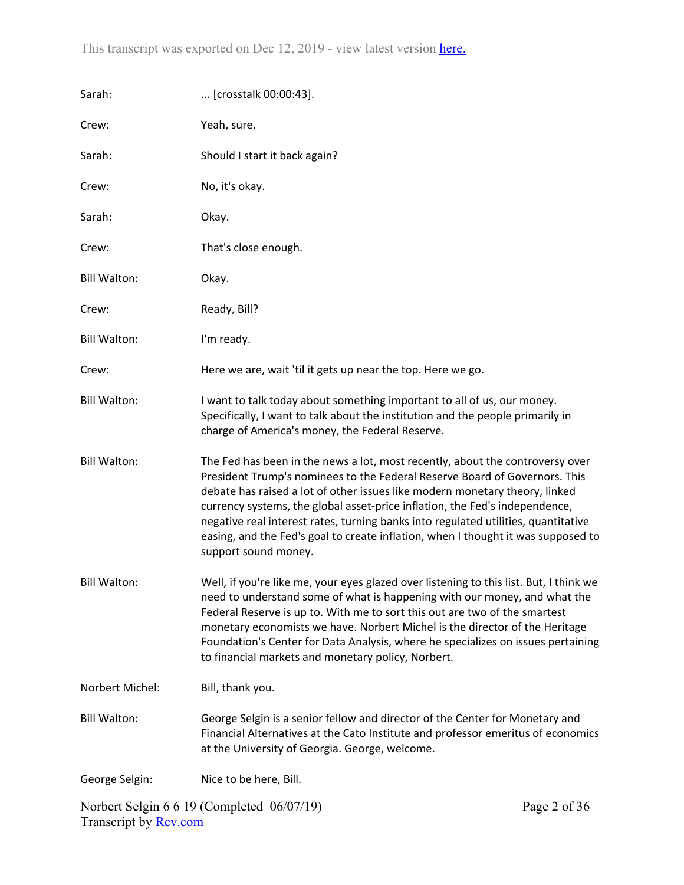Sarah: ... [crosstalk 00:00:43].

Crew: Yeah, sure.

Sarah: Should I start it back again?

Crew: No, it's okay.

Sarah: Okay.

Crew: That's close enough.

Bill Walton: Okay.

Crew: Ready, Bill?

Bill Walton: I'm ready.

Crew: Here we are, wait 'til it gets up near the top. Here we go.

Bill Walton: I want to talk today about something important to all of us, our money. Specifically, I want to talk about the institution and the people primarily in charge of America's money, the Federal Reserve.

Bill Walton: The Fed has been in the news a lot, most recently, about the controversy over President Trump's nominees to the Federal Reserve Board of Governors. This debate has raised a lot of other issues like modern monetary theory, linked currency systems, the global asset-price inflation, the Fed's independence, negative real interest rates, turning banks into regulated utilities, quantitative easing, and the Fed's goal to create inflation, when I thought it was supposed to support sound money.

Bill Walton: Well, if you're like me, your eyes glazed over listening to this list. But, I think we need to understand some of what is happening with our money, and what the Federal Reserve is up to. With me to sort this out are two of the smartest monetary economists we have. Norbert Michel is the director of the Heritage Foundation's Center for Data Analysis, where he specializes on issues pertaining to financial markets and monetary policy, Norbert.

Norbert Michel: Bill, thank you.

Bill Walton: George Selgin is a senior fellow and director of the Center for Monetary and Financial Alternatives at the Cato Institute and professor emeritus of economics at the University of Georgia. George, welcome.

George Selgin: Nice to be here, Bill.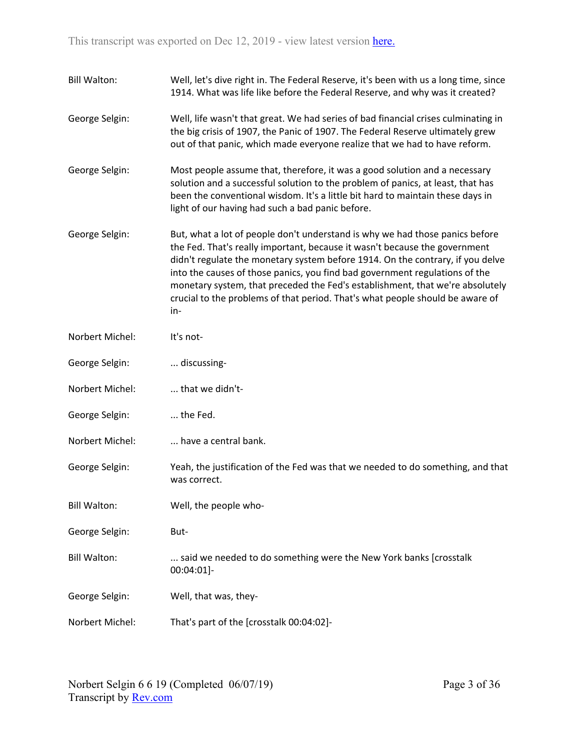Bill Walton: Well, let's dive right in. The Federal Reserve, it's been with us a long time, since 1914. What was life like before the Federal Reserve, and why was it created?

George Selgin: Well, life wasn't that great. We had series of bad financial crises culminating in the big crisis of 1907, the Panic of 1907. The Federal Reserve ultimately grew out of that panic, which made everyone realize that we had to have reform.

George Selgin: Most people assume that, therefore, it was a good solution and a necessary solution and a successful solution to the problem of panics, at least, that has been the conventional wisdom. It's a little bit hard to maintain these days in light of our having had such a bad panic before.

George Selgin: But, what a lot of people don't understand is why we had those panics before the Fed. That's really important, because it wasn't because the government didn't regulate the monetary system before 1914. On the contrary, if you delve into the causes of those panics, you find bad government regulations of the monetary system, that preceded the Fed's establishment, that we're absolutely crucial to the problems of that period. That's what people should be aware of in-

Norbert Michel: It's not-

George Selgin: ... discussing-

Norbert Michel: ... that we didn't-

George Selgin: ... the Fed.

Norbert Michel: ... have a central bank.

George Selgin: Yeah, the justification of the Fed was that we needed to do something, and that was correct.

Bill Walton: Well, the people who-

George Selgin: But-

Bill Walton: ... said we needed to do something were the New York banks [crosstalk 00:04:01]-

George Selgin: Well, that was, they-

Norbert Michel: That's part of the [crosstalk 00:04:02]-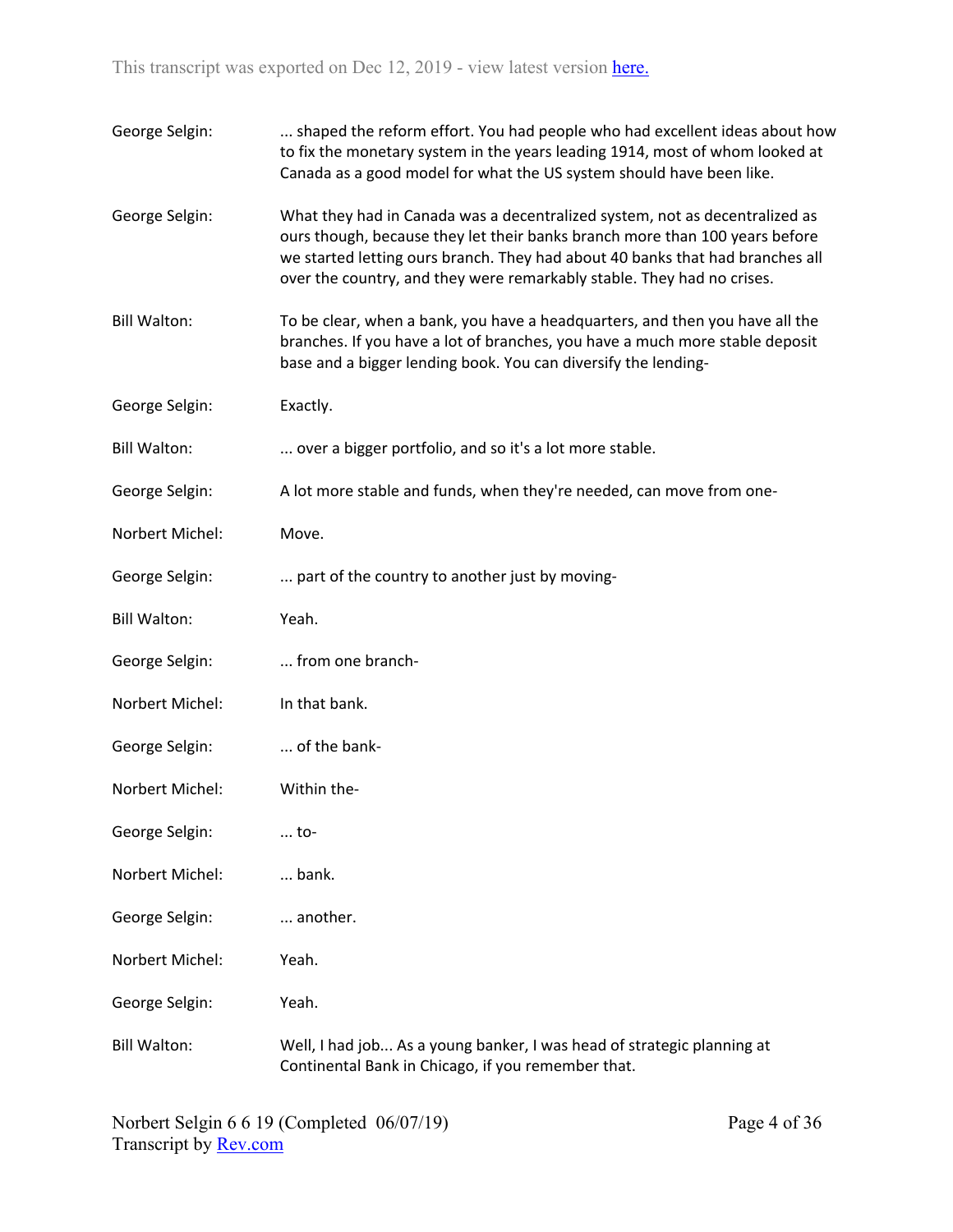George Selgin: ... shaped the reform effort. You had people who had excellent ideas about how to fix the monetary system in the years leading 1914, most of whom looked at Canada as a good model for what the US system should have been like.

George Selgin: What they had in Canada was a decentralized system, not as decentralized as ours though, because they let their banks branch more than 100 years before we started letting ours branch. They had about 40 banks that had branches all over the country, and they were remarkably stable. They had no crises.

Bill Walton: To be clear, when a bank, you have a headquarters, and then you have all the branches. If you have a lot of branches, you have a much more stable deposit base and a bigger lending book. You can diversify the lending-

George Selgin: Exactly.

Bill Walton: ... over a bigger portfolio, and so it's a lot more stable.

George Selgin: A lot more stable and funds, when they're needed, can move from one-

Norbert Michel: Move.

George Selgin: ... part of the country to another just by moving-

Bill Walton: Yeah.

George Selgin: ... from one branch-

Norbert Michel: In that bank.

George Selgin: ... of the bank-

Norbert Michel: Within the-

George Selgin: ... to-

Norbert Michel: ... bank.

George Selgin: ... another.

Norbert Michel: Yeah.

George Selgin: Yeah.

Bill Walton: Well, I had job... As a young banker, I was head of strategic planning at Continental Bank in Chicago, if you remember that.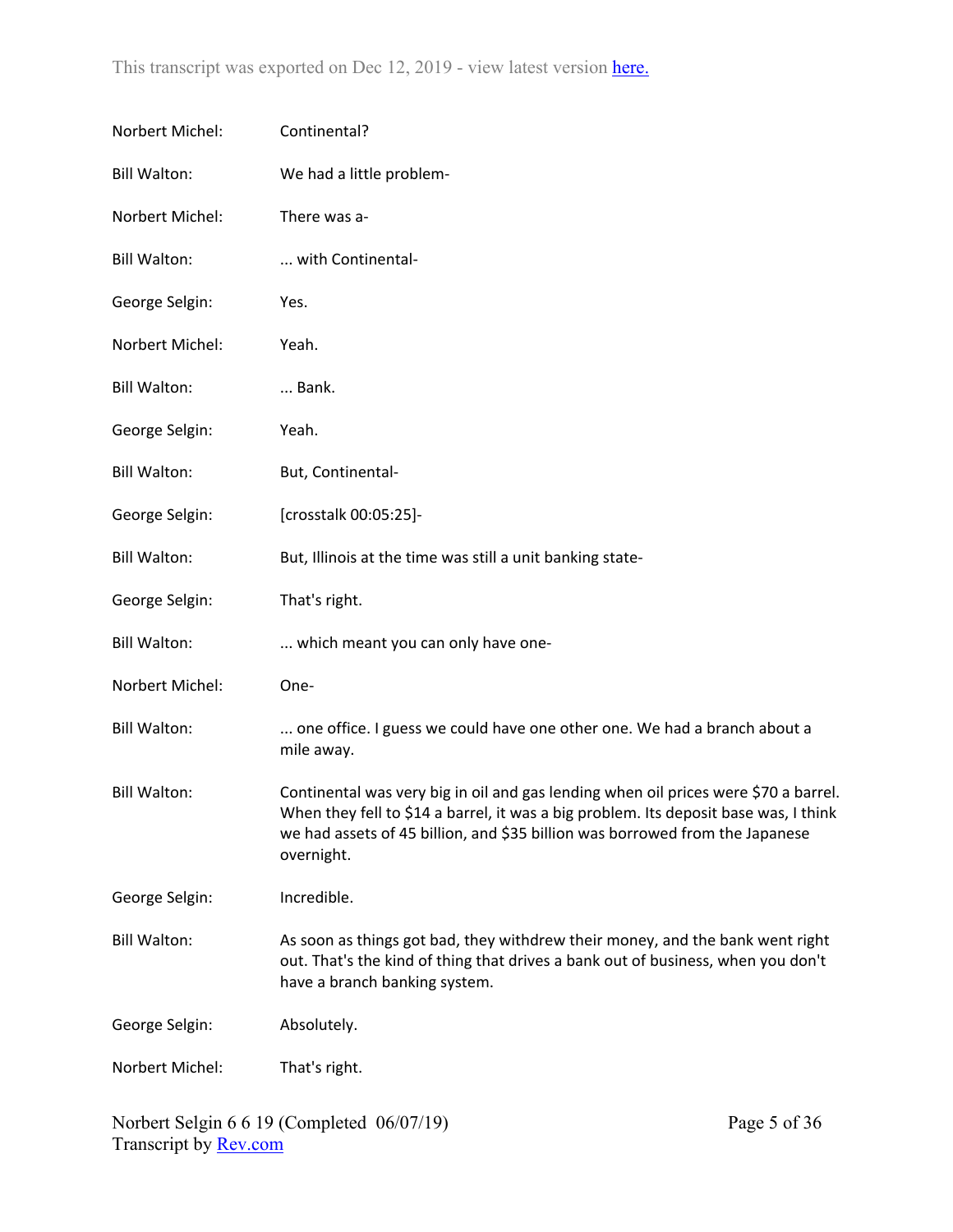Norbert Michel: Continental?

Bill Walton: We had a little problem-

Norbert Michel: There was a-

Bill Walton: ... with Continental-

George Selgin: Yes.

Norbert Michel: Yeah.

Bill Walton: ... Bank.

George Selgin: Yeah.

Bill Walton: But, Continental-

George Selgin: [crosstalk 00:05:25]-

Bill Walton: But, Illinois at the time was still a unit banking state-

George Selgin: That's right.

Bill Walton: ... which meant you can only have one-

Norbert Michel: One-

Bill Walton: ... one office. I guess we could have one other one. We had a branch about a mile away.

Bill Walton: Continental was very big in oil and gas lending when oil prices were $70 a barrel. When they fell to $14 a barrel, it was a big problem. Its deposit base was, I think we had assets of 45 billion, and $35 billion was borrowed from the Japanese overnight.

George Selgin: Incredible.

Bill Walton: As soon as things got bad, they withdrew their money, and the bank went right out. That's the kind of thing that drives a bank out of business, when you don't have a branch banking system.

George Selgin: Absolutely.

Norbert Michel: That's right.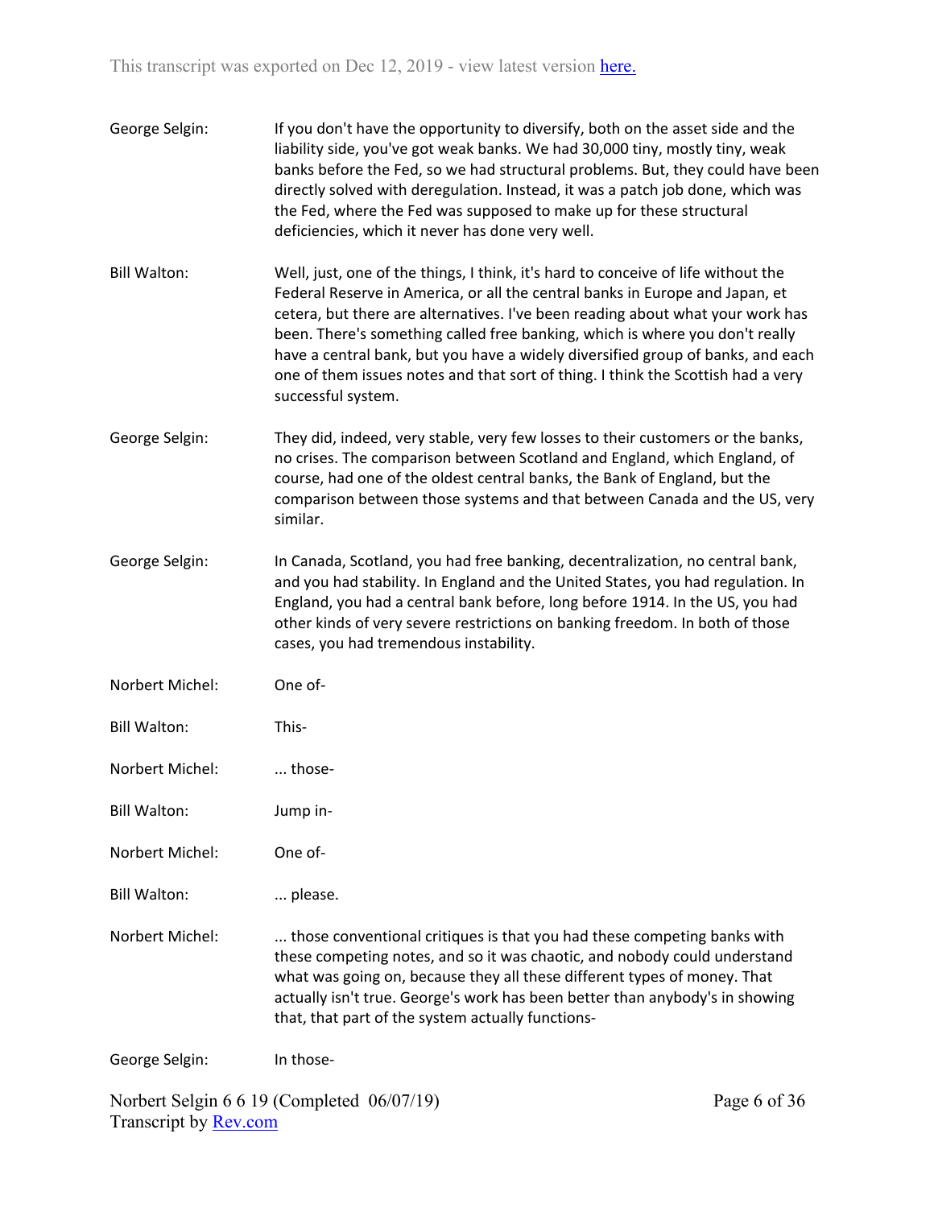George Selgin: If you don't have the opportunity to diversify, both on the asset side and the liability side, you've got weak banks. We had 30,000 tiny, mostly tiny, weak banks before the Fed, so we had structural problems. But, they could have been directly solved with deregulation. Instead, it was a patch job done, which was the Fed, where the Fed was supposed to make up for these structural deficiencies, which it never has done very well.

Bill Walton: Well, just, one of the things, I think, it's hard to conceive of life without the Federal Reserve in America, or all the central banks in Europe and Japan, et cetera, but there are alternatives. I've been reading about what your work has been. There's something called free banking, which is where you don't really have a central bank, but you have a widely diversified group of banks, and each one of them issues notes and that sort of thing. I think the Scottish had a very successful system.

George Selgin: They did, indeed, very stable, very few losses to their customers or the banks, no crises. The comparison between Scotland and England, which England, of course, had one of the oldest central banks, the Bank of England, but the comparison between those systems and that between Canada and the US, very similar.

George Selgin: In Canada, Scotland, you had free banking, decentralization, no central bank, and you had stability. In England and the United States, you had regulation. In England, you had a central bank before, long before 1914. In the US, you had other kinds of very severe restrictions on banking freedom. In both of those cases, you had tremendous instability.

Norbert Michel: One of-

Bill Walton: This-

Norbert Michel: ... those-

Bill Walton: Jump in-

Norbert Michel: One of-

Bill Walton: ... please.

Norbert Michel: ... those conventional critiques is that you had these competing banks with these competing notes, and so it was chaotic, and nobody could understand what was going on, because they all these different types of money. That actually isn't true. George's work has been better than anybody's in showing that, that part of the system actually functions-

George Selgin: In those-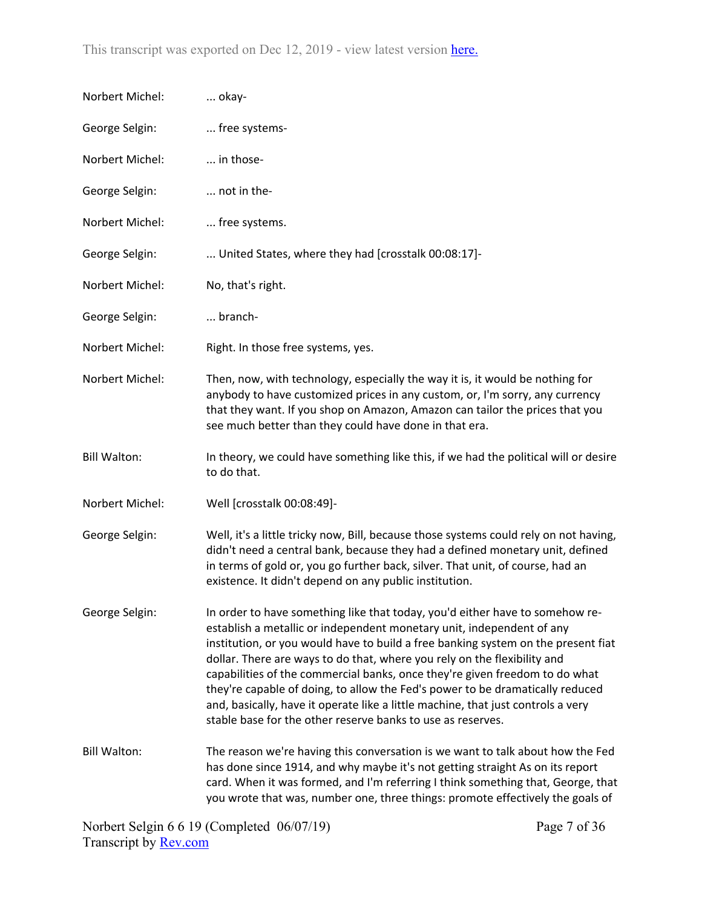Norbert Michel: ... okay-

George Selgin: ... free systems-

Norbert Michel: ... in those-

George Selgin: ... not in the-

Norbert Michel: ... free systems.

George Selgin: ... United States, where they had [crosstalk 00:08:17]-

Norbert Michel: No, that's right.

George Selgin: ... branch-

Norbert Michel: Right. In those free systems, yes.

Norbert Michel: Then, now, with technology, especially the way it is, it would be nothing for anybody to have customized prices in any custom, or, I'm sorry, any currency that they want. If you shop on Amazon, Amazon can tailor the prices that you see much better than they could have done in that era.

Bill Walton: In theory, we could have something like this, if we had the political will or desire to do that.

Norbert Michel: Well [crosstalk 00:08:49]-

George Selgin: Well, it's a little tricky now, Bill, because those systems could rely on not having, didn't need a central bank, because they had a defined monetary unit, defined in terms of gold or, you go further back, silver. That unit, of course, had an existence. It didn't depend on any public institution.

George Selgin: In order to have something like that today, you'd either have to somehow re-establish a metallic or independent monetary unit, independent of any institution, or you would have to build a free banking system on the present fiat dollar. There are ways to do that, where you rely on the flexibility and capabilities of the commercial banks, once they're given freedom to do what they're capable of doing, to allow the Fed's power to be dramatically reduced and, basically, have it operate like a little machine, that just controls a very stable base for the other reserve banks to use as reserves.

Bill Walton: The reason we're having this conversation is we want to talk about how the Fed has done since 1914, and why maybe it's not getting straight As on its report card. When it was formed, and I'm referring I think something that, George, that you wrote that was, number one, three things: promote effectively the goals of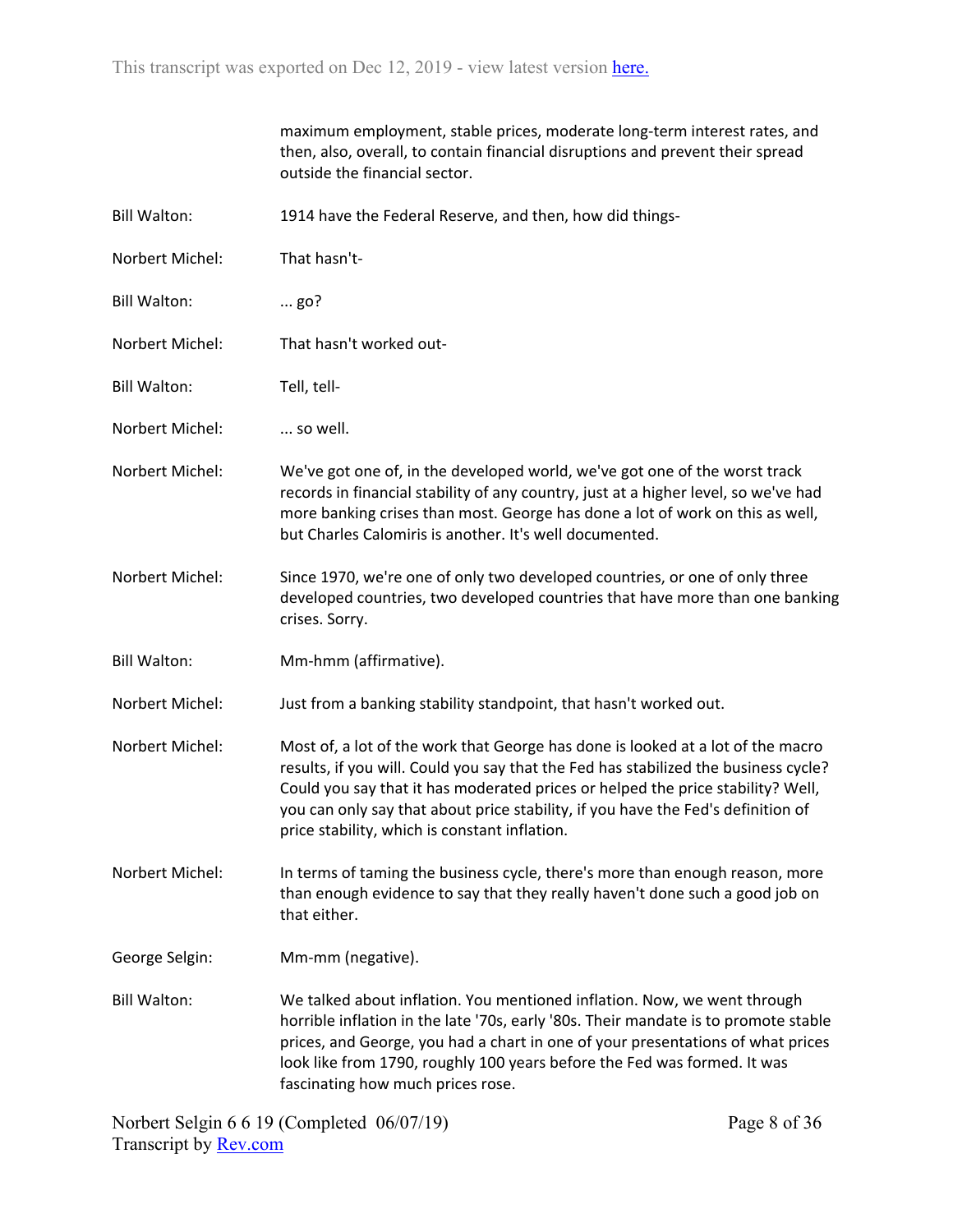maximum employment, stable prices, moderate long-term interest rates, and then, also, overall, to contain financial disruptions and prevent their spread outside the financial sector.

**Bill Walton:** 1914 have the Federal Reserve, and then, how did things-

**Norbert Michel:** That hasn't-

**Bill Walton:** ... go?

**Norbert Michel:** That hasn't worked out-

**Bill Walton:** Tell, tell-

**Norbert Michel:** ... so well.

**Norbert Michel:** We've got one of, in the developed world, we've got one of the worst track records in financial stability of any country, just at a higher level, so we've had more banking crises than most. George has done a lot of work on this as well, but Charles Calomiris is another. It's well documented.

**Norbert Michel:** Since 1970, we're one of only two developed countries, or one of only three developed countries, two developed countries that have more than one banking crises. Sorry.

**Bill Walton:** Mm-hmm (affirmative).

**Norbert Michel:** Just from a banking stability standpoint, that hasn't worked out.

**Norbert Michel:** Most of, a lot of the work that George has done is looked at a lot of the macro results, if you will. Could you say that the Fed has stabilized the business cycle? Could you say that it has moderated prices or helped the price stability? Well, you can only say that about price stability, if you have the Fed's definition of price stability, which is constant inflation.

**Norbert Michel:** In terms of taming the business cycle, there's more than enough reason, more than enough evidence to say that they really haven't done such a good job on that either.

**George Selgin:** Mm-mm (negative).

**Bill Walton:** We talked about inflation. You mentioned inflation. Now, we went through horrible inflation in the late '70s, early '80s. Their mandate is to promote stable prices, and George, you had a chart in one of your presentations of what prices look like from 1790, roughly 100 years before the Fed was formed. It was fascinating how much prices rose.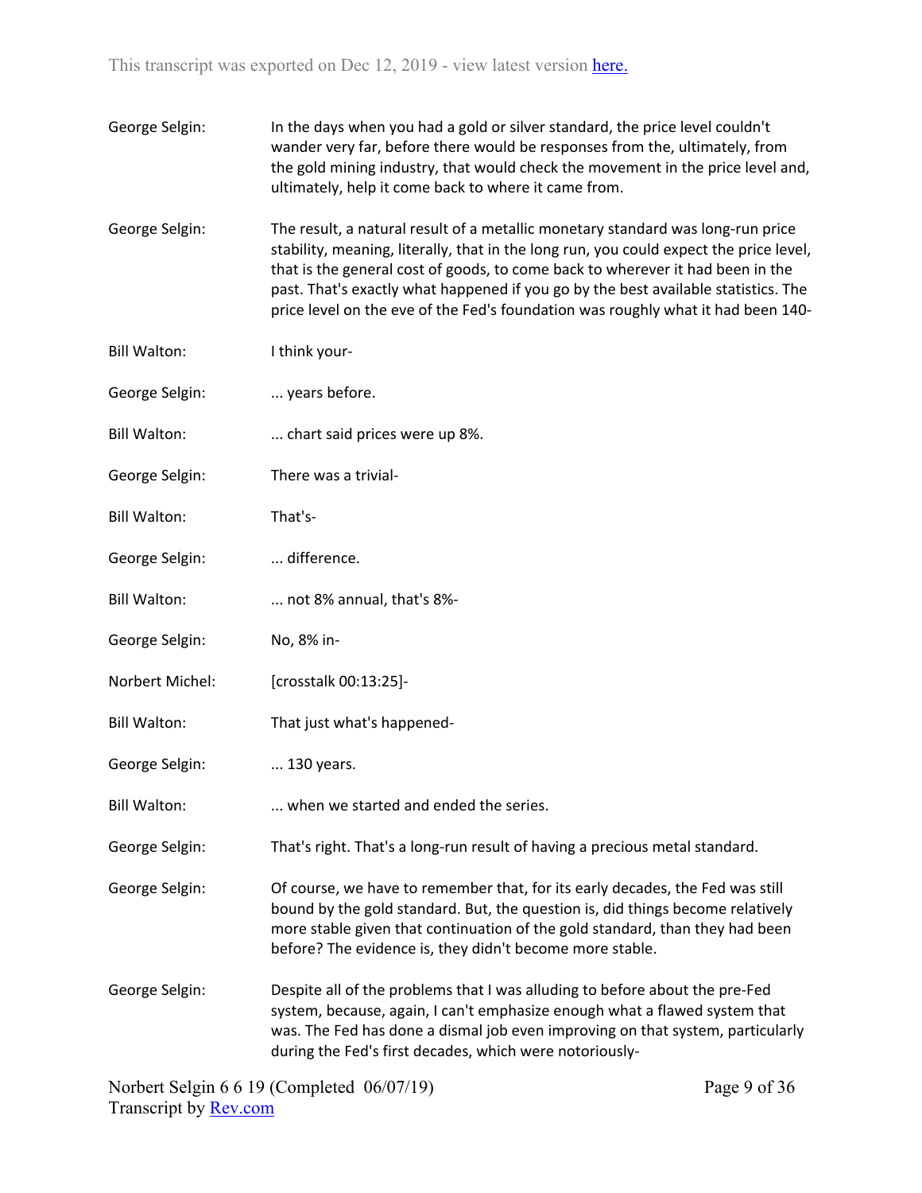George Selgin: In the days when you had a gold or silver standard, the price level couldn't wander very far, before there would be responses from the, ultimately, from the gold mining industry, that would check the movement in the price level and, ultimately, help it come back to where it came from.

George Selgin: The result, a natural result of a metallic monetary standard was long-run price stability, meaning, literally, that in the long run, you could expect the price level, that is the general cost of goods, to come back to wherever it had been in the past. That's exactly what happened if you go by the best available statistics. The price level on the eve of the Fed's foundation was roughly what it had been 140-

Bill Walton: I think your-

George Selgin: ... years before.

Bill Walton: ... chart said prices were up 8%.

George Selgin: There was a trivial-

Bill Walton: That's-

George Selgin: ... difference.

Bill Walton: ... not 8% annual, that's 8%-

George Selgin: No, 8% in-

Norbert Michel: [crosstalk 00:13:25]-

Bill Walton: That just what's happened-

George Selgin: ... 130 years.

Bill Walton: ... when we started and ended the series.

George Selgin: That's right. That's a long-run result of having a precious metal standard.

George Selgin: Of course, we have to remember that, for its early decades, the Fed was still bound by the gold standard. But, the question is, did things become relatively more stable given that continuation of the gold standard, than they had been before? The evidence is, they didn't become more stable.

George Selgin: Despite all of the problems that I was alluding to before about the pre-Fed system, because, again, I can't emphasize enough what a flawed system that was. The Fed has done a dismal job even improving on that system, particularly during the Fed's first decades, which were notoriously-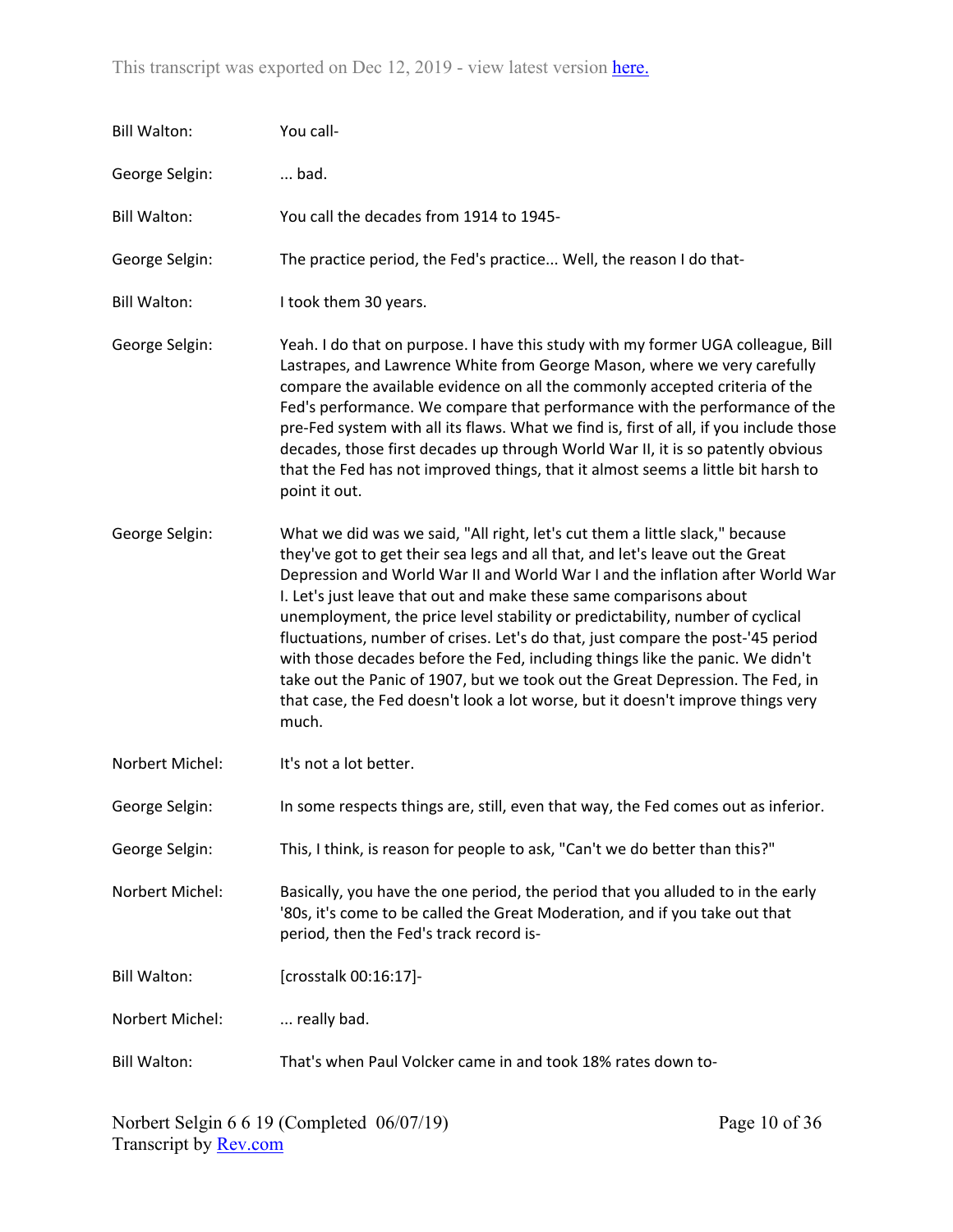Bill Walton: You call-

George Selgin: ... bad.

Bill Walton: You call the decades from 1914 to 1945-

George Selgin: The practice period, the Fed's practice... Well, the reason I do that-

Bill Walton: I took them 30 years.

George Selgin: Yeah. I do that on purpose. I have this study with my former UGA colleague, Bill Lastrapes, and Lawrence White from George Mason, where we very carefully compare the available evidence on all the commonly accepted criteria of the Fed's performance. We compare that performance with the performance of the pre-Fed system with all its flaws. What we find is, first of all, if you include those decades, those first decades up through World War II, it is so patently obvious that the Fed has not improved things, that it almost seems a little bit harsh to point it out.

George Selgin: What we did was we said, "All right, let's cut them a little slack," because they've got to get their sea legs and all that, and let's leave out the Great Depression and World War II and World War I and the inflation after World War I. Let's just leave that out and make these same comparisons about unemployment, the price level stability or predictability, number of cyclical fluctuations, number of crises. Let's do that, just compare the post-'45 period with those decades before the Fed, including things like the panic. We didn't take out the Panic of 1907, but we took out the Great Depression. The Fed, in that case, the Fed doesn't look a lot worse, but it doesn't improve things very much.

Norbert Michel: It's not a lot better.

George Selgin: In some respects things are, still, even that way, the Fed comes out as inferior.

George Selgin: This, I think, is reason for people to ask, "Can't we do better than this?"

Norbert Michel: Basically, you have the one period, the period that you alluded to in the early '80s, it's come to be called the Great Moderation, and if you take out that period, then the Fed's track record is-

Bill Walton: [crosstalk 00:16:17]-

Norbert Michel: ... really bad.

Bill Walton: That's when Paul Volcker came in and took 18% rates down to-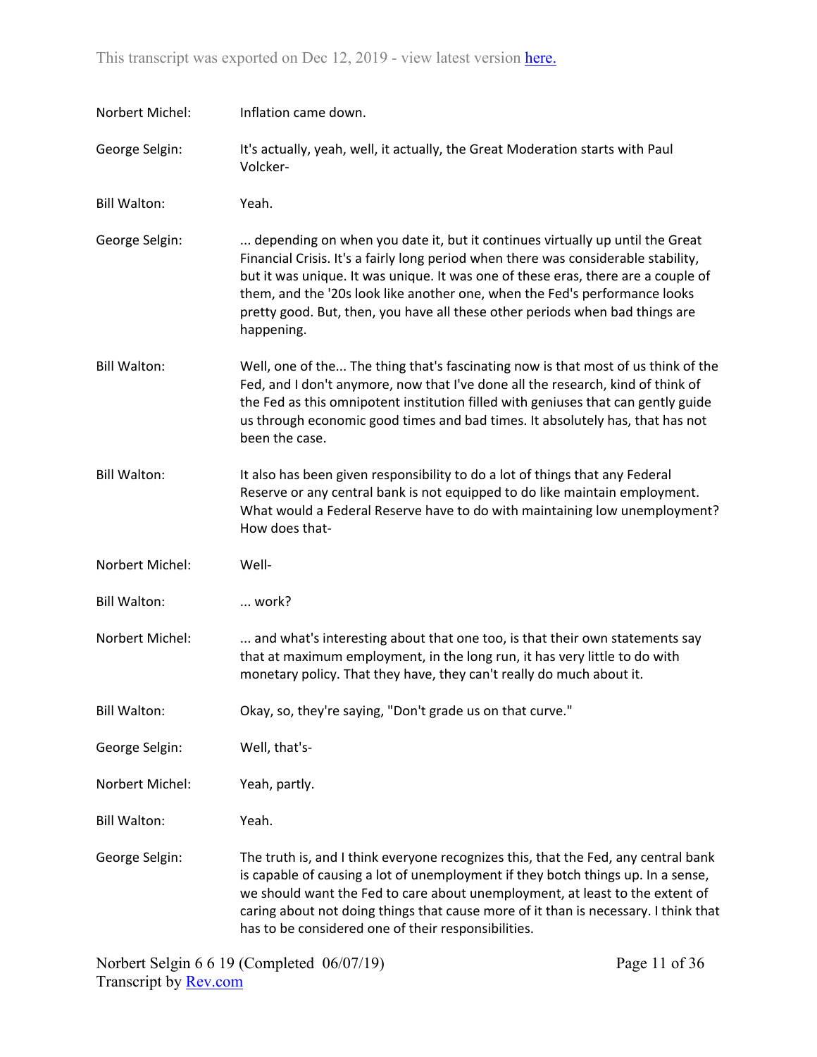Norbert Michel: Inflation came down.

George Selgin: It's actually, yeah, well, it actually, the Great Moderation starts with Paul Volcker-

Bill Walton: Yeah.

George Selgin: ... depending on when you date it, but it continues virtually up until the Great Financial Crisis. It's a fairly long period when there was considerable stability, but it was unique. It was unique. It was one of these eras, there are a couple of them, and the '20s look like another one, when the Fed's performance looks pretty good. But, then, you have all these other periods when bad things are happening.

Bill Walton: Well, one of the... The thing that's fascinating now is that most of us think of the Fed, and I don't anymore, now that I've done all the research, kind of think of the Fed as this omnipotent institution filled with geniuses that can gently guide us through economic good times and bad times. It absolutely has, that has not been the case.

Bill Walton: It also has been given responsibility to do a lot of things that any Federal Reserve or any central bank is not equipped to do like maintain employment. What would a Federal Reserve have to do with maintaining low unemployment? How does that-

Norbert Michel: Well-

Bill Walton: ... work?

Norbert Michel: ... and what's interesting about that one too, is that their own statements say that at maximum employment, in the long run, it has very little to do with monetary policy. That they have, they can't really do much about it.

Bill Walton: Okay, so, they're saying, "Don't grade us on that curve."

George Selgin: Well, that's-

Norbert Michel: Yeah, partly.

Bill Walton: Yeah.

George Selgin: The truth is, and I think everyone recognizes this, that the Fed, any central bank is capable of causing a lot of unemployment if they botch things up. In a sense, we should want the Fed to care about unemployment, at least to the extent of caring about not doing things that cause more of it than is necessary. I think that has to be considered one of their responsibilities.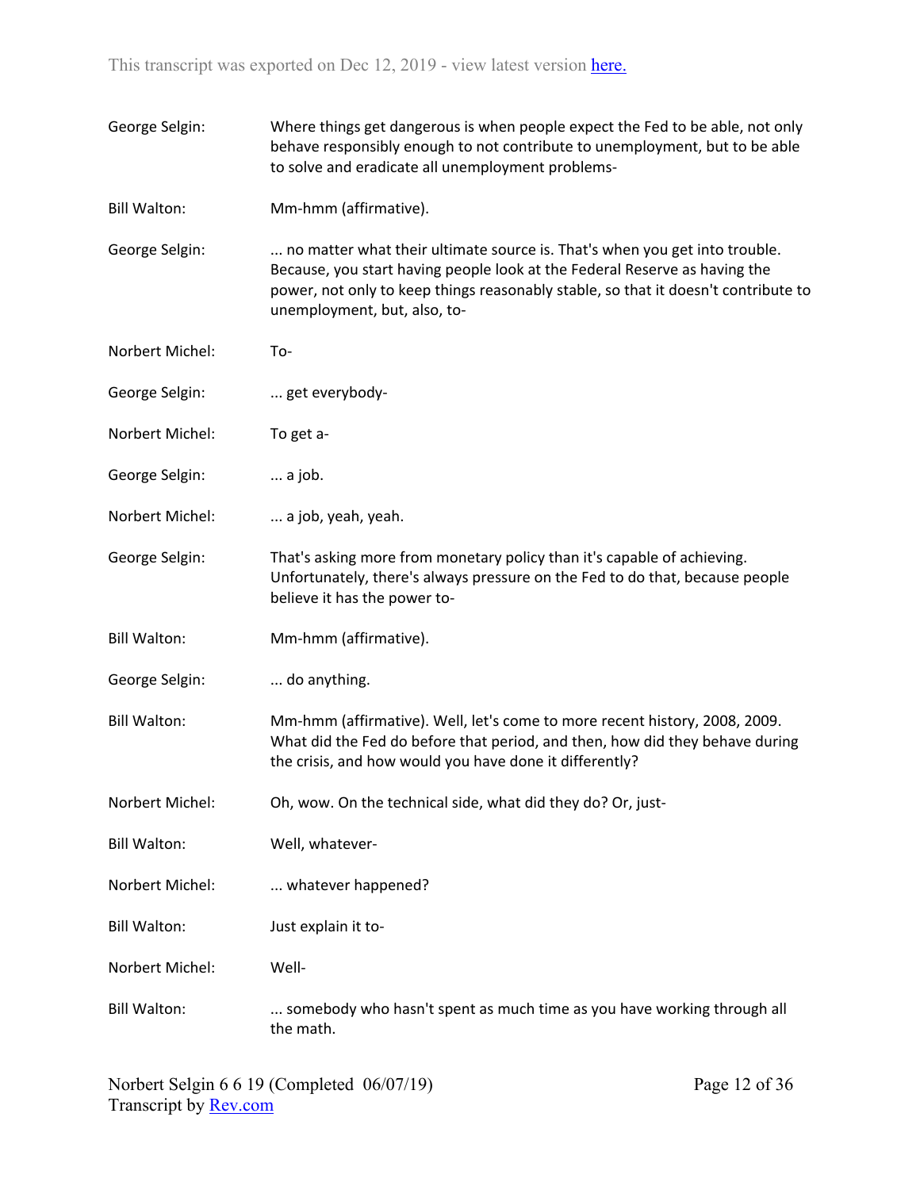George Selgin: Where things get dangerous is when people expect the Fed to be able, not only behave responsibly enough to not contribute to unemployment, but to be able to solve and eradicate all unemployment problems-

Bill Walton: Mm-hmm (affirmative).

George Selgin: ... no matter what their ultimate source is. That's when you get into trouble. Because, you start having people look at the Federal Reserve as having the power, not only to keep things reasonably stable, so that it doesn't contribute to unemployment, but, also, to-

Norbert Michel: To-

George Selgin: ... get everybody-

Norbert Michel: To get a-

George Selgin: ... a job.

Norbert Michel: ... a job, yeah, yeah.

George Selgin: That's asking more from monetary policy than it's capable of achieving. Unfortunately, there's always pressure on the Fed to do that, because people believe it has the power to-

Bill Walton: Mm-hmm (affirmative).

George Selgin: ... do anything.

Bill Walton: Mm-hmm (affirmative). Well, let's come to more recent history, 2008, 2009. What did the Fed do before that period, and then, how did they behave during the crisis, and how would you have done it differently?

Norbert Michel: Oh, wow. On the technical side, what did they do? Or, just-

Bill Walton: Well, whatever-

Norbert Michel: ... whatever happened?

Bill Walton: Just explain it to-

Norbert Michel: Well-

Bill Walton: ... somebody who hasn't spent as much time as you have working through all the math.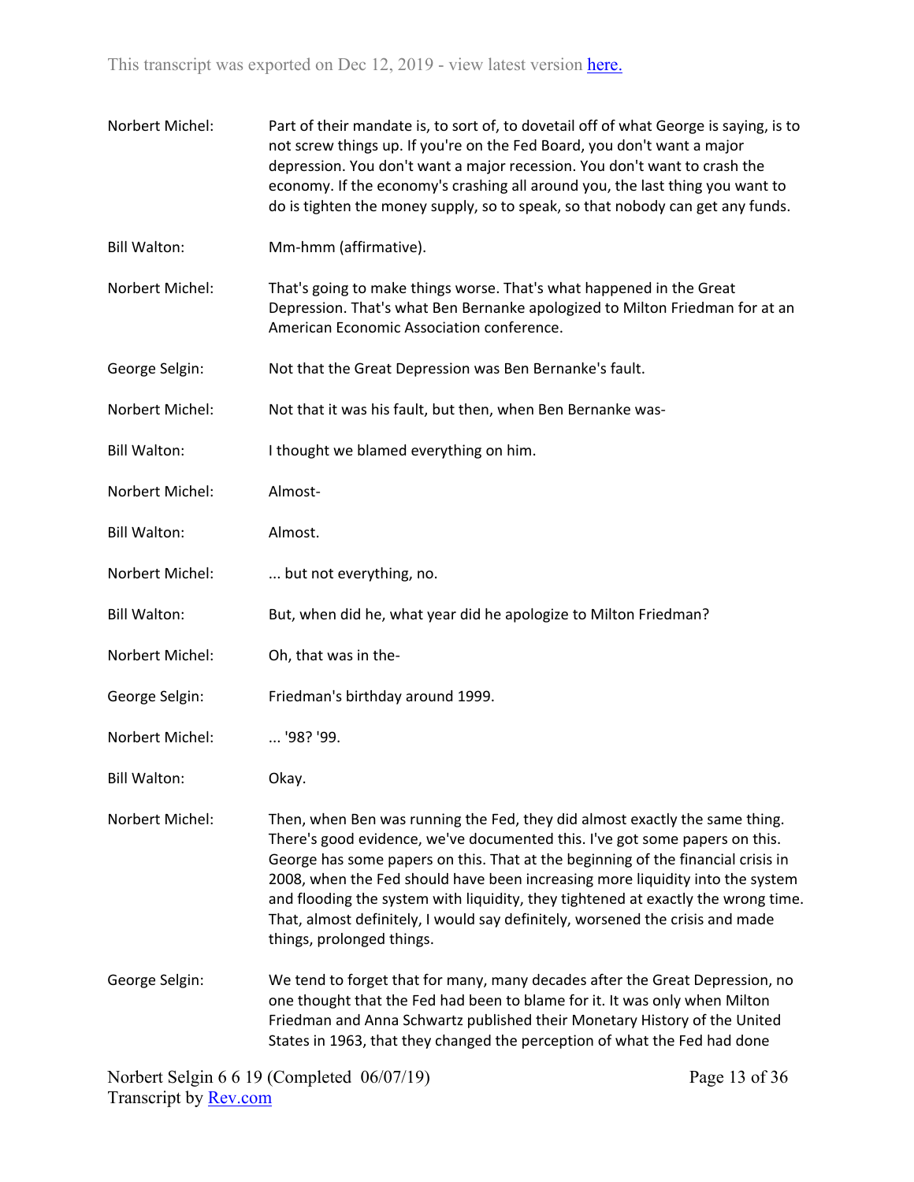Norbert Michel: Part of their mandate is, to sort of, to dovetail off of what George is saying, is to not screw things up. If you're on the Fed Board, you don't want a major depression. You don't want a major recession. You don't want to crash the economy. If the economy's crashing all around you, the last thing you want to do is tighten the money supply, so to speak, so that nobody can get any funds.

Bill Walton: Mm-hmm (affirmative).

Norbert Michel: That's going to make things worse. That's what happened in the Great Depression. That's what Ben Bernanke apologized to Milton Friedman for at an American Economic Association conference.

George Selgin: Not that the Great Depression was Ben Bernanke's fault.

Norbert Michel: Not that it was his fault, but then, when Ben Bernanke was-

Bill Walton: I thought we blamed everything on him.

Norbert Michel: Almost-

Bill Walton: Almost.

Norbert Michel: ... but not everything, no.

Bill Walton: But, when did he, what year did he apologize to Milton Friedman?

Norbert Michel: Oh, that was in the-

George Selgin: Friedman's birthday around 1999.

Norbert Michel: ... '98? '99.

Bill Walton: Okay.

Norbert Michel: Then, when Ben was running the Fed, they did almost exactly the same thing. There's good evidence, we've documented this. I've got some papers on this. George has some papers on this. That at the beginning of the financial crisis in 2008, when the Fed should have been increasing more liquidity into the system and flooding the system with liquidity, they tightened at exactly the wrong time. That, almost definitely, I would say definitely, worsened the crisis and made things, prolonged things.

George Selgin: We tend to forget that for many, many decades after the Great Depression, no one thought that the Fed had been to blame for it. It was only when Milton Friedman and Anna Schwartz published their Monetary History of the United States in 1963, that they changed the perception of what the Fed had done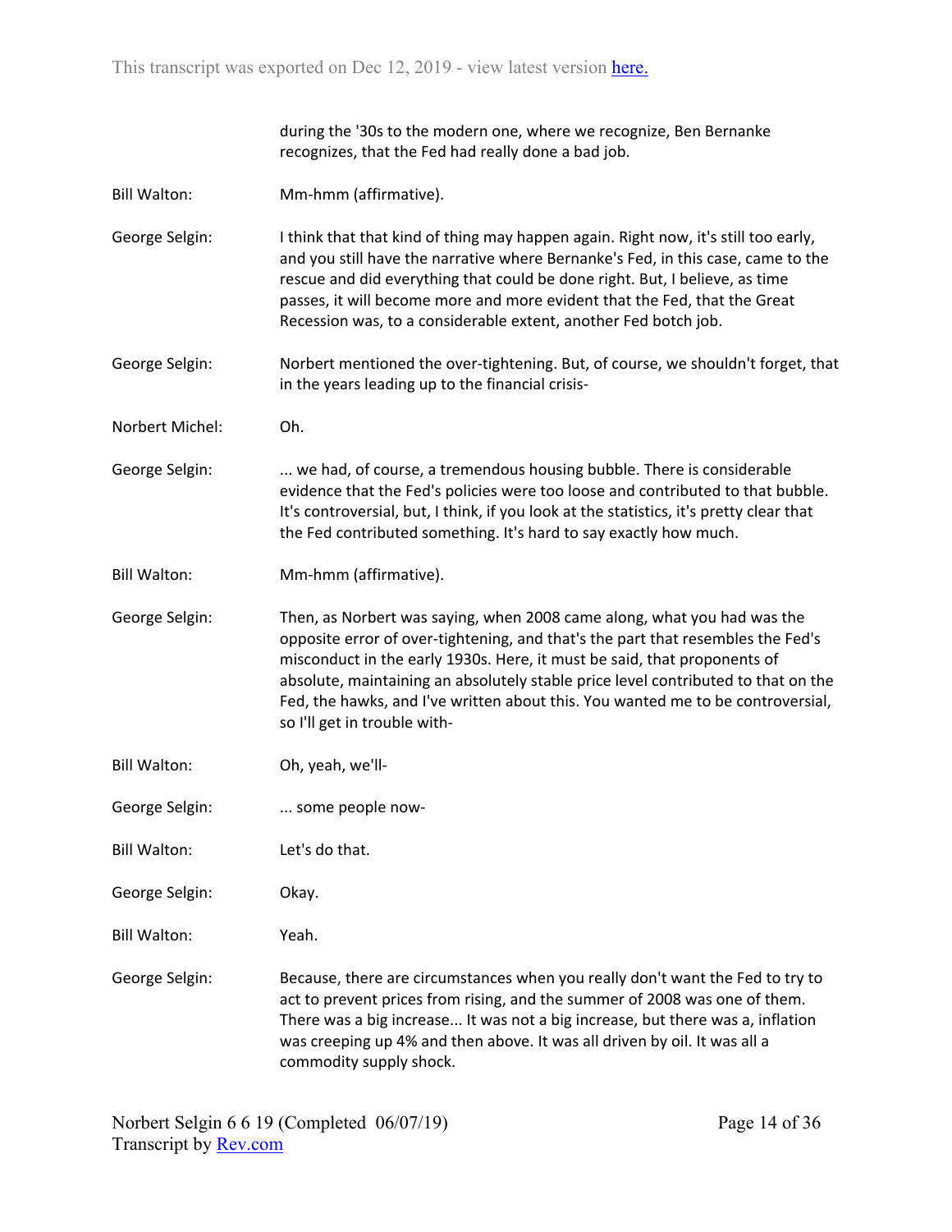during the '30s to the modern one, where we recognize, Ben Bernanke recognizes, that the Fed had really done a bad job.

**Bill Walton:** Mm-hmm (affirmative).

**George Selgin:** I think that that kind of thing may happen again. Right now, it's still too early, and you still have the narrative where Bernanke's Fed, in this case, came to the rescue and did everything that could be done right. But, I believe, as time passes, it will become more and more evident that the Fed, that the Great Recession was, to a considerable extent, another Fed botch job.

**George Selgin:** Norbert mentioned the over-tightening. But, of course, we shouldn't forget, that in the years leading up to the financial crisis-

**Norbert Michel:** Oh.

**George Selgin:** ... we had, of course, a tremendous housing bubble. There is considerable evidence that the Fed's policies were too loose and contributed to that bubble. It's controversial, but, I think, if you look at the statistics, it's pretty clear that the Fed contributed something. It's hard to say exactly how much.

**Bill Walton:** Mm-hmm (affirmative).

**George Selgin:** Then, as Norbert was saying, when 2008 came along, what you had was the opposite error of over-tightening, and that's the part that resembles the Fed's misconduct in the early 1930s. Here, it must be said, that proponents of absolute, maintaining an absolutely stable price level contributed to that on the Fed, the hawks, and I've written about this. You wanted me to be controversial, so I'll get in trouble with-

**Bill Walton:** Oh, yeah, we'll-

**George Selgin:** ... some people now-

**Bill Walton:** Let's do that.

**George Selgin:** Okay.

**Bill Walton:** Yeah.

**George Selgin:** Because, there are circumstances when you really don't want the Fed to try to act to prevent prices from rising, and the summer of 2008 was one of them. There was a big increase... It was not a big increase, but there was a, inflation was creeping up 4% and then above. It was all driven by oil. It was all a commodity supply shock.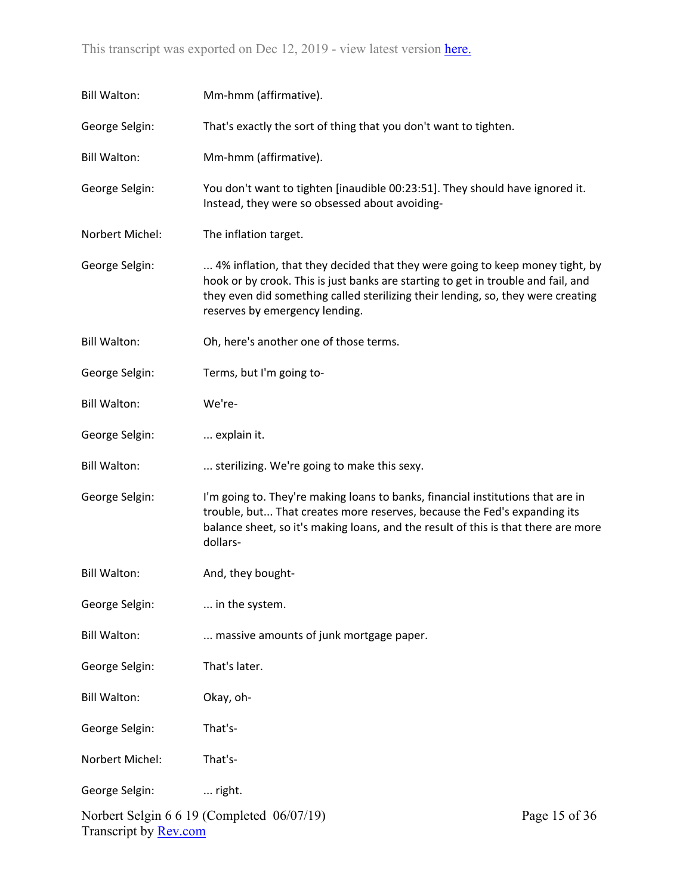Bill Walton: Mm-hmm (affirmative).

George Selgin: That's exactly the sort of thing that you don't want to tighten.

Bill Walton: Mm-hmm (affirmative).

George Selgin: You don't want to tighten [inaudible 00:23:51]. They should have ignored it. Instead, they were so obsessed about avoiding-

Norbert Michel: The inflation target.

George Selgin: ... 4% inflation, that they decided that they were going to keep money tight, by hook or by crook. This is just banks are starting to get in trouble and fail, and they even did something called sterilizing their lending, so, they were creating reserves by emergency lending.

Bill Walton: Oh, here's another one of those terms.

George Selgin: Terms, but I'm going to-

Bill Walton: We're-

George Selgin: ... explain it.

Bill Walton: ... sterilizing. We're going to make this sexy.

George Selgin: I'm going to. They're making loans to banks, financial institutions that are in trouble, but... That creates more reserves, because the Fed's expanding its balance sheet, so it's making loans, and the result of this is that there are more dollars-

Bill Walton: And, they bought-

George Selgin: ... in the system.

Bill Walton: ... massive amounts of junk mortgage paper.

George Selgin: That's later.

Bill Walton: Okay, oh-

George Selgin: That's-

Norbert Michel: That's-

George Selgin: ... right.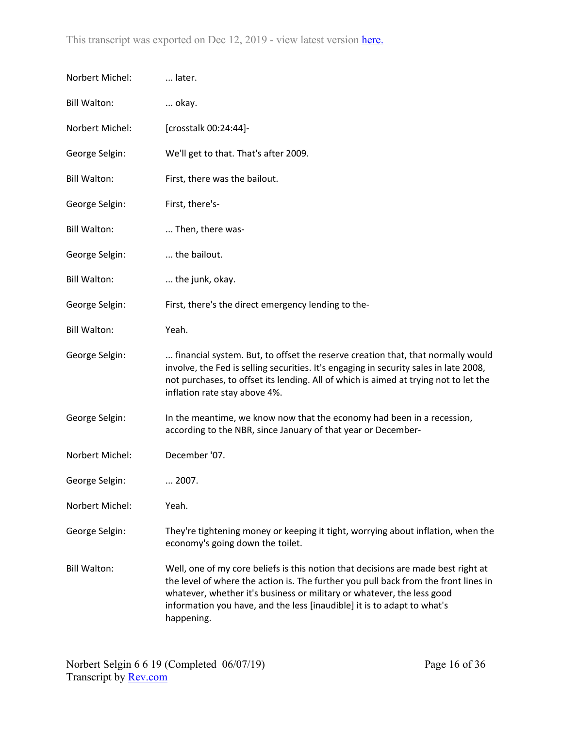Norbert Michel: ... later.

Bill Walton: ... okay.

Norbert Michel: [crosstalk 00:24:44]-

George Selgin: We'll get to that. That's after 2009.

Bill Walton: First, there was the bailout.

George Selgin: First, there's-

Bill Walton: ... Then, there was-

George Selgin: ... the bailout.

Bill Walton: ... the junk, okay.

George Selgin: First, there's the direct emergency lending to the-

Bill Walton: Yeah.

George Selgin: ... financial system. But, to offset the reserve creation that, that normally would involve, the Fed is selling securities. It's engaging in security sales in late 2008, not purchases, to offset its lending. All of which is aimed at trying not to let the inflation rate stay above 4%.

George Selgin: In the meantime, we know now that the economy had been in a recession, according to the NBR, since January of that year or December-

Norbert Michel: December '07.

George Selgin: ... 2007.

Norbert Michel: Yeah.

George Selgin: They're tightening money or keeping it tight, worrying about inflation, when the economy's going down the toilet.

Bill Walton: Well, one of my core beliefs is this notion that decisions are made best right at the level of where the action is. The further you pull back from the front lines in whatever, whether it's business or military or whatever, the less good information you have, and the less [inaudible] it is to adapt to what's happening.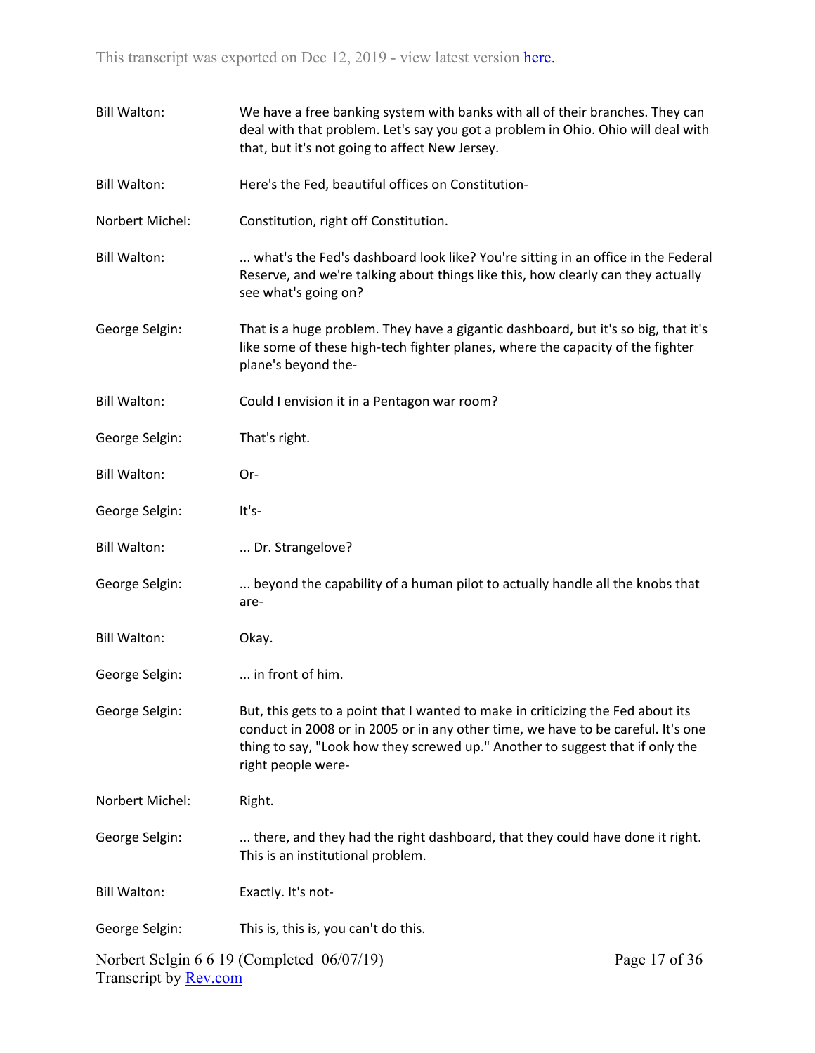Bill Walton: We have a free banking system with banks with all of their branches. They can deal with that problem. Let's say you got a problem in Ohio. Ohio will deal with that, but it's not going to affect New Jersey.

Bill Walton: Here's the Fed, beautiful offices on Constitution-

Norbert Michel: Constitution, right off Constitution.

Bill Walton: ... what's the Fed's dashboard look like? You're sitting in an office in the Federal Reserve, and we're talking about things like this, how clearly can they actually see what's going on?

George Selgin: That is a huge problem. They have a gigantic dashboard, but it's so big, that it's like some of these high-tech fighter planes, where the capacity of the fighter plane's beyond the-

Bill Walton: Could I envision it in a Pentagon war room?

George Selgin: That's right.

Bill Walton: Or-

George Selgin: It's-

Bill Walton: ... Dr. Strangelove?

George Selgin: ... beyond the capability of a human pilot to actually handle all the knobs that are-

Bill Walton: Okay.

George Selgin: ... in front of him.

George Selgin: But, this gets to a point that I wanted to make in criticizing the Fed about its conduct in 2008 or in 2005 or in any other time, we have to be careful. It's one thing to say, "Look how they screwed up." Another to suggest that if only the right people were-

Norbert Michel: Right.

George Selgin: ... there, and they had the right dashboard, that they could have done it right. This is an institutional problem.

Bill Walton: Exactly. It's not-

George Selgin: This is, this is, you can't do this.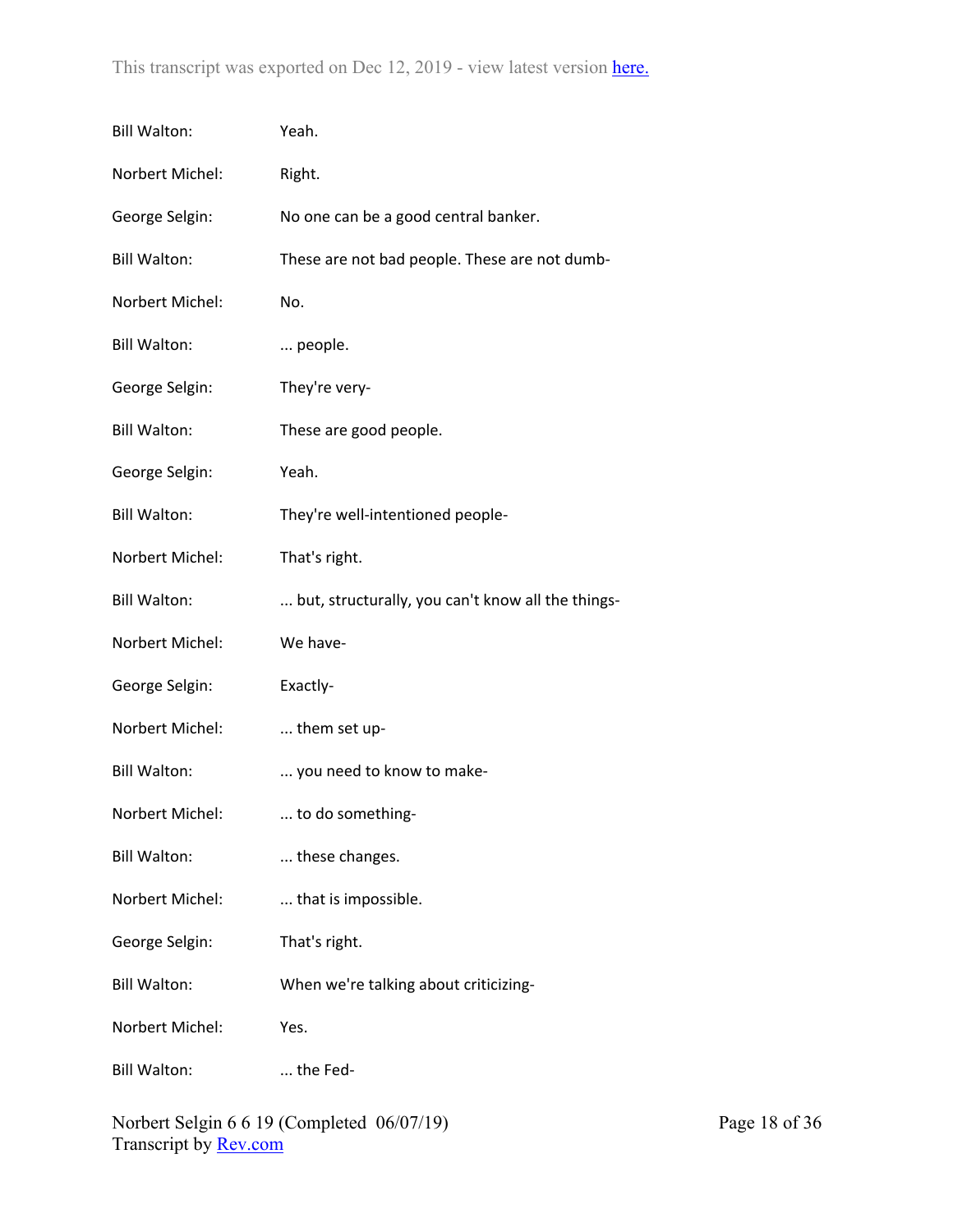Bill Walton: Yeah.

Norbert Michel: Right.

George Selgin: No one can be a good central banker.

Bill Walton: These are not bad people. These are not dumb-

Norbert Michel: No.

Bill Walton: ... people.

George Selgin: They're very-

Bill Walton: These are good people.

George Selgin: Yeah.

Bill Walton: They're well-intentioned people-

Norbert Michel: That's right.

Bill Walton: ... but, structurally, you can't know all the things-

Norbert Michel: We have-

George Selgin: Exactly-

Norbert Michel: ... them set up-

Bill Walton: ... you need to know to make-

Norbert Michel: ... to do something-

Bill Walton: ... these changes.

Norbert Michel: ... that is impossible.

George Selgin: That's right.

Bill Walton: When we're talking about criticizing-

Norbert Michel: Yes.

Bill Walton: ... the Fed-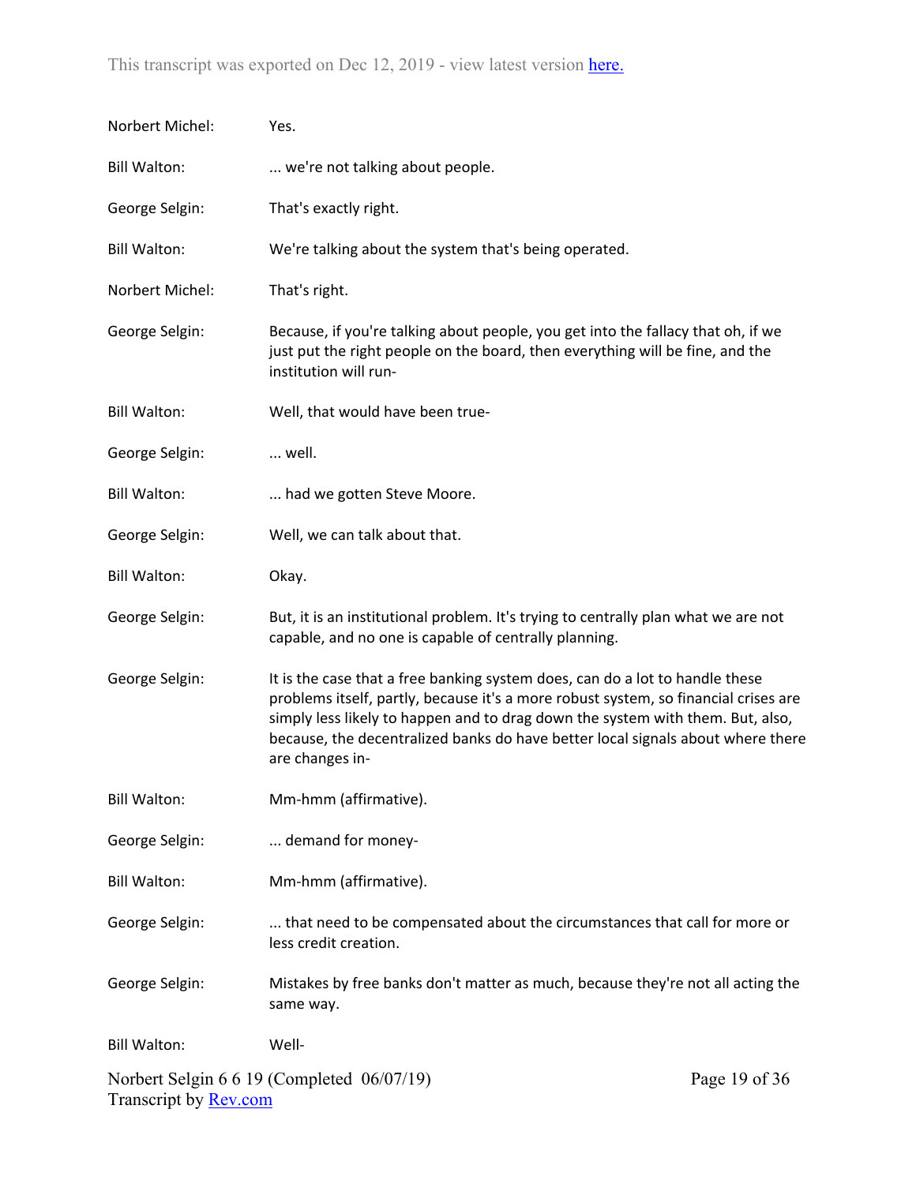Norbert Michel: Yes.

Bill Walton: ... we're not talking about people.

George Selgin: That's exactly right.

Bill Walton: We're talking about the system that's being operated.

Norbert Michel: That's right.

George Selgin: Because, if you're talking about people, you get into the fallacy that oh, if we just put the right people on the board, then everything will be fine, and the institution will run-

Bill Walton: Well, that would have been true-

George Selgin: ... well.

Bill Walton: ... had we gotten Steve Moore.

George Selgin: Well, we can talk about that.

Bill Walton: Okay.

George Selgin: But, it is an institutional problem. It's trying to centrally plan what we are not capable, and no one is capable of centrally planning.

George Selgin: It is the case that a free banking system does, can do a lot to handle these problems itself, partly, because it's a more robust system, so financial crises are simply less likely to happen and to drag down the system with them. But, also, because, the decentralized banks do have better local signals about where there are changes in-

Bill Walton: Mm-hmm (affirmative).

George Selgin: ... demand for money-

Bill Walton: Mm-hmm (affirmative).

George Selgin: ... that need to be compensated about the circumstances that call for more or less credit creation.

George Selgin: Mistakes by free banks don't matter as much, because they're not all acting the same way.

Bill Walton: Well-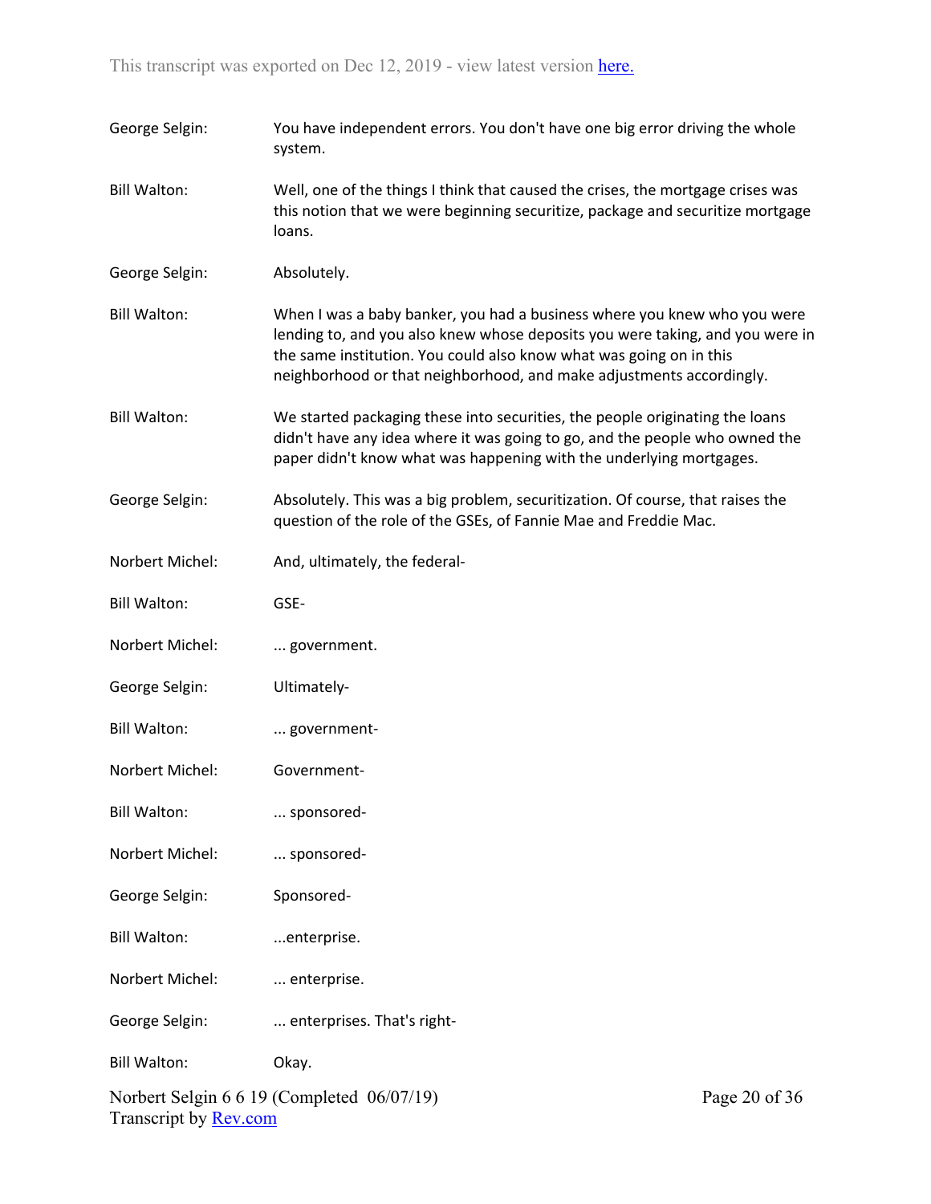George Selgin: You have independent errors. You don't have one big error driving the whole system.

Bill Walton: Well, one of the things I think that caused the crises, the mortgage crises was this notion that we were beginning securitize, package and securitize mortgage loans.

George Selgin: Absolutely.

Bill Walton: When I was a baby banker, you had a business where you knew who you were lending to, and you also knew whose deposits you were taking, and you were in the same institution. You could also know what was going on in this neighborhood or that neighborhood, and make adjustments accordingly.

Bill Walton: We started packaging these into securities, the people originating the loans didn't have any idea where it was going to go, and the people who owned the paper didn't know what was happening with the underlying mortgages.

George Selgin: Absolutely. This was a big problem, securitization. Of course, that raises the question of the role of the GSEs, of Fannie Mae and Freddie Mac.

Norbert Michel: And, ultimately, the federal-

Bill Walton: GSE-

Norbert Michel: ... government.

George Selgin: Ultimately-

Bill Walton: ... government-

Norbert Michel: Government-

Bill Walton: ... sponsored-

Norbert Michel: ... sponsored-

George Selgin: Sponsored-

Bill Walton: ...enterprise.

Norbert Michel: ... enterprise.

George Selgin: ... enterprises. That's right-

Bill Walton: Okay.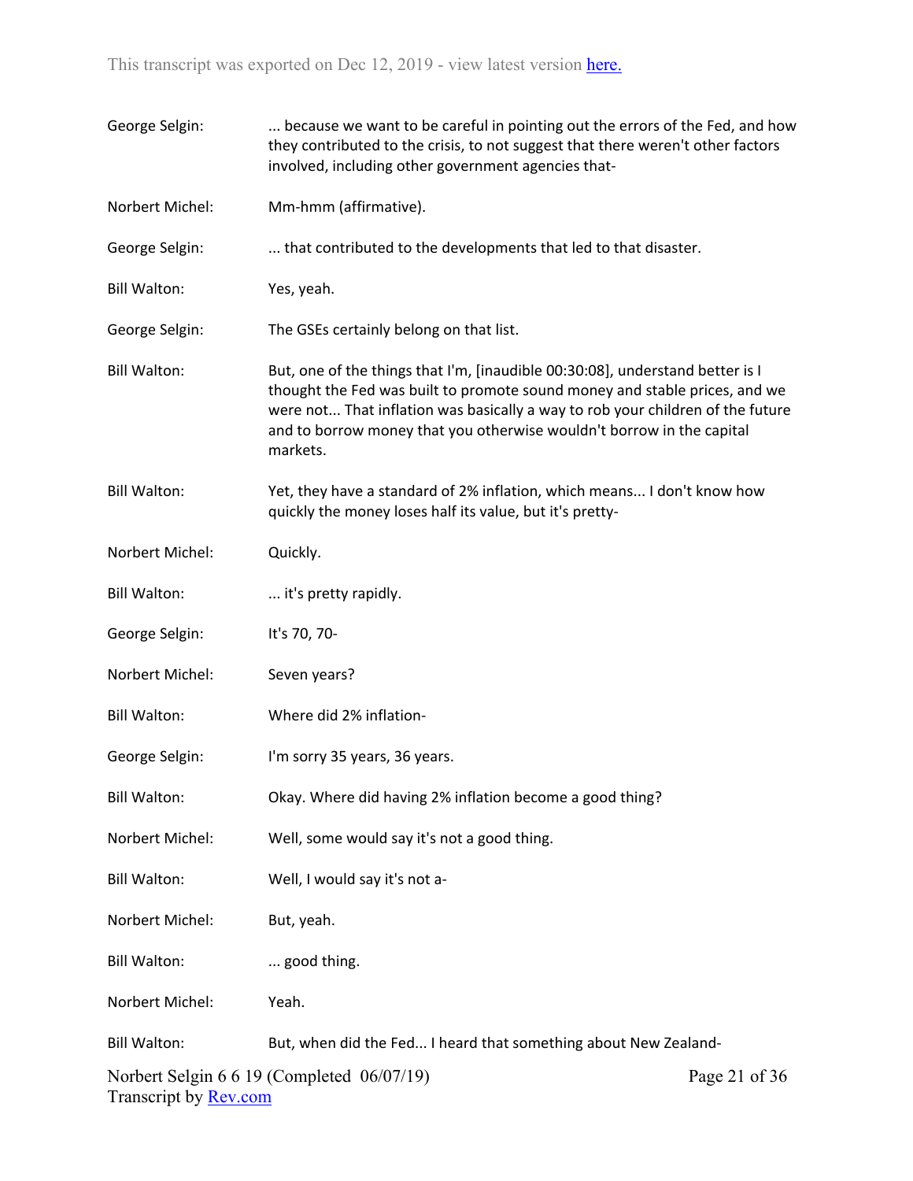George Selgin: ... because we want to be careful in pointing out the errors of the Fed, and how they contributed to the crisis, to not suggest that there weren't other factors involved, including other government agencies that-

Norbert Michel: Mm-hmm (affirmative).

George Selgin: ... that contributed to the developments that led to that disaster.

Bill Walton: Yes, yeah.

George Selgin: The GSEs certainly belong on that list.

Bill Walton: But, one of the things that I'm, [inaudible 00:30:08], understand better is I thought the Fed was built to promote sound money and stable prices, and we were not... That inflation was basically a way to rob your children of the future and to borrow money that you otherwise wouldn't borrow in the capital markets.

Bill Walton: Yet, they have a standard of 2% inflation, which means... I don't know how quickly the money loses half its value, but it's pretty-

Norbert Michel: Quickly.

Bill Walton: ... it's pretty rapidly.

George Selgin: It's 70, 70-

Norbert Michel: Seven years?

Bill Walton: Where did 2% inflation-

George Selgin: I'm sorry 35 years, 36 years.

Bill Walton: Okay. Where did having 2% inflation become a good thing?

Norbert Michel: Well, some would say it's not a good thing.

Bill Walton: Well, I would say it's not a-

Norbert Michel: But, yeah.

Bill Walton: ... good thing.

Norbert Michel: Yeah.

Bill Walton: But, when did the Fed... I heard that something about New Zealand-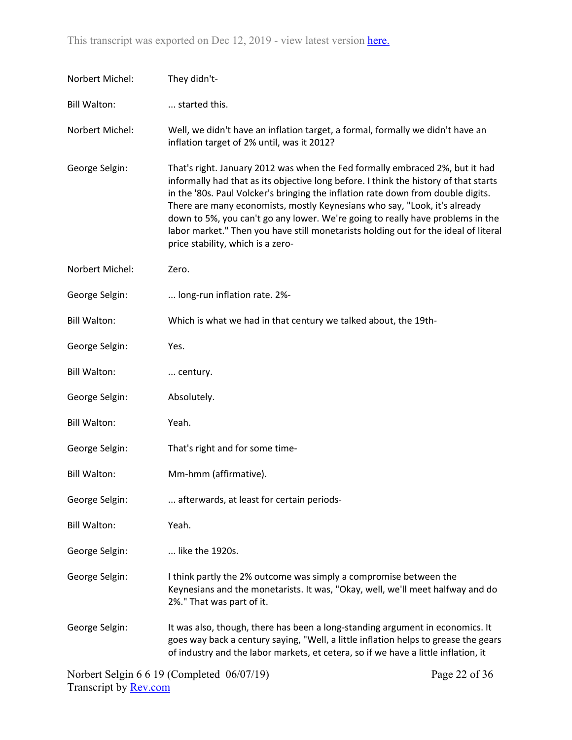Norbert Michel: They didn't-

Bill Walton: ... started this.

Norbert Michel: Well, we didn't have an inflation target, a formal, formally we didn't have an inflation target of 2% until, was it 2012?

George Selgin: That's right. January 2012 was when the Fed formally embraced 2%, but it had informally had that as its objective long before. I think the history of that starts in the '80s. Paul Volcker's bringing the inflation rate down from double digits. There are many economists, mostly Keynesians who say, "Look, it's already down to 5%, you can't go any lower. We're going to really have problems in the labor market." Then you have still monetarists holding out for the ideal of literal price stability, which is a zero-

Norbert Michel: Zero.

George Selgin: ... long-run inflation rate. 2%-

Bill Walton: Which is what we had in that century we talked about, the 19th-

George Selgin: Yes.

Bill Walton: ... century.

George Selgin: Absolutely.

Bill Walton: Yeah.

George Selgin: That's right and for some time-

Bill Walton: Mm-hmm (affirmative).

George Selgin: ... afterwards, at least for certain periods-

Bill Walton: Yeah.

George Selgin: ... like the 1920s.

George Selgin: I think partly the 2% outcome was simply a compromise between the Keynesians and the monetarists. It was, "Okay, well, we'll meet halfway and do 2%." That was part of it.

George Selgin: It was also, though, there has been a long-standing argument in economics. It goes way back a century saying, "Well, a little inflation helps to grease the gears of industry and the labor markets, et cetera, so if we have a little inflation, it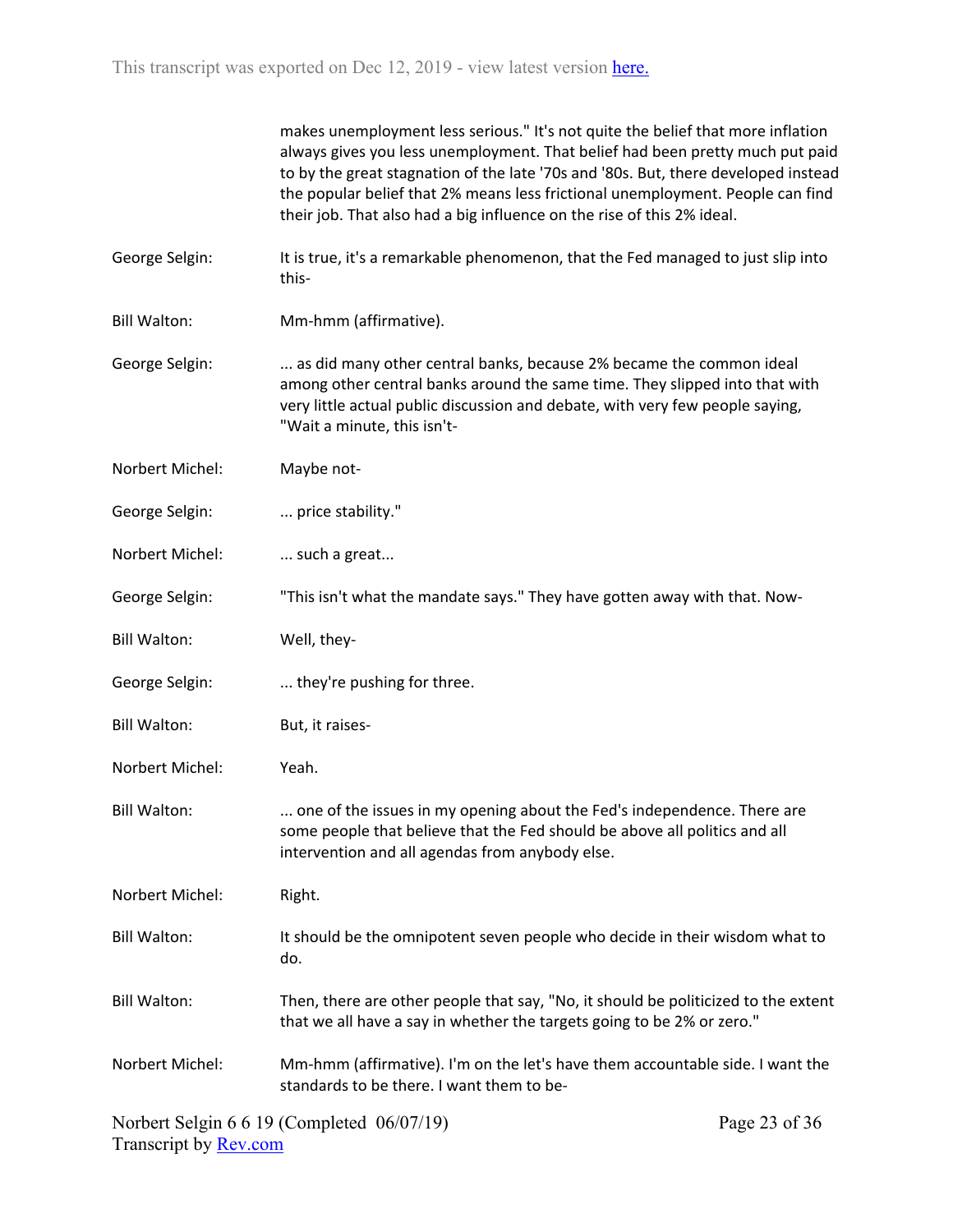makes unemployment less serious." It's not quite the belief that more inflation always gives you less unemployment. That belief had been pretty much put paid to by the great stagnation of the late '70s and '80s. But, there developed instead the popular belief that 2% means less frictional unemployment. People can find their job. That also had a big influence on the rise of this 2% ideal.

George Selgin: It is true, it's a remarkable phenomenon, that the Fed managed to just slip into this-

Bill Walton: Mm-hmm (affirmative).

George Selgin: ... as did many other central banks, because 2% became the common ideal among other central banks around the same time. They slipped into that with very little actual public discussion and debate, with very few people saying, "Wait a minute, this isn't-

Norbert Michel: Maybe not-

George Selgin: ... price stability."

Norbert Michel: ... such a great...

George Selgin: "This isn't what the mandate says." They have gotten away with that. Now-

Bill Walton: Well, they-

George Selgin: ... they're pushing for three.

Bill Walton: But, it raises-

Norbert Michel: Yeah.

Bill Walton: ... one of the issues in my opening about the Fed's independence. There are some people that believe that the Fed should be above all politics and all intervention and all agendas from anybody else.

Norbert Michel: Right.

Bill Walton: It should be the omnipotent seven people who decide in their wisdom what to do.

Bill Walton: Then, there are other people that say, "No, it should be politicized to the extent that we all have a say in whether the targets going to be 2% or zero."

Norbert Michel: Mm-hmm (affirmative). I'm on the let's have them accountable side. I want the standards to be there. I want them to be-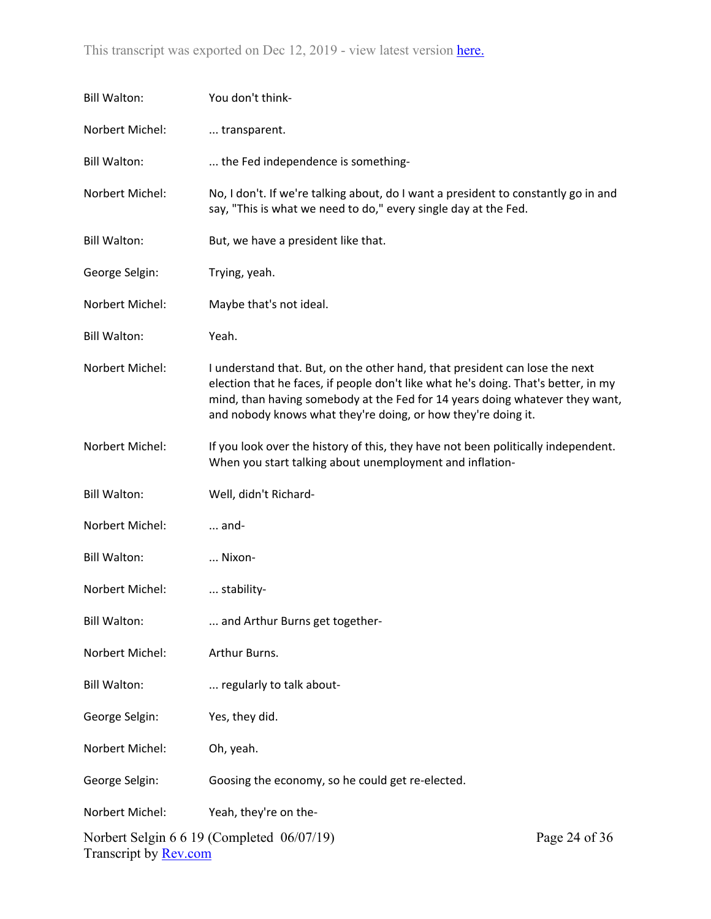Bill Walton: You don't think-

Norbert Michel: ... transparent.

Bill Walton: ... the Fed independence is something-

Norbert Michel: No, I don't. If we're talking about, do I want a president to constantly go in and say, "This is what we need to do," every single day at the Fed.

Bill Walton: But, we have a president like that.

George Selgin: Trying, yeah.

Norbert Michel: Maybe that's not ideal.

Bill Walton: Yeah.

Norbert Michel: I understand that. But, on the other hand, that president can lose the next election that he faces, if people don't like what he's doing. That's better, in my mind, than having somebody at the Fed for 14 years doing whatever they want, and nobody knows what they're doing, or how they're doing it.

Norbert Michel: If you look over the history of this, they have not been politically independent. When you start talking about unemployment and inflation-

Bill Walton: Well, didn't Richard-

Norbert Michel: ... and-

Bill Walton: ... Nixon-

Norbert Michel: ... stability-

Bill Walton: ... and Arthur Burns get together-

Norbert Michel: Arthur Burns.

Bill Walton: ... regularly to talk about-

George Selgin: Yes, they did.

Norbert Michel: Oh, yeah.

George Selgin: Goosing the economy, so he could get re-elected.

Norbert Michel: Yeah, they're on the-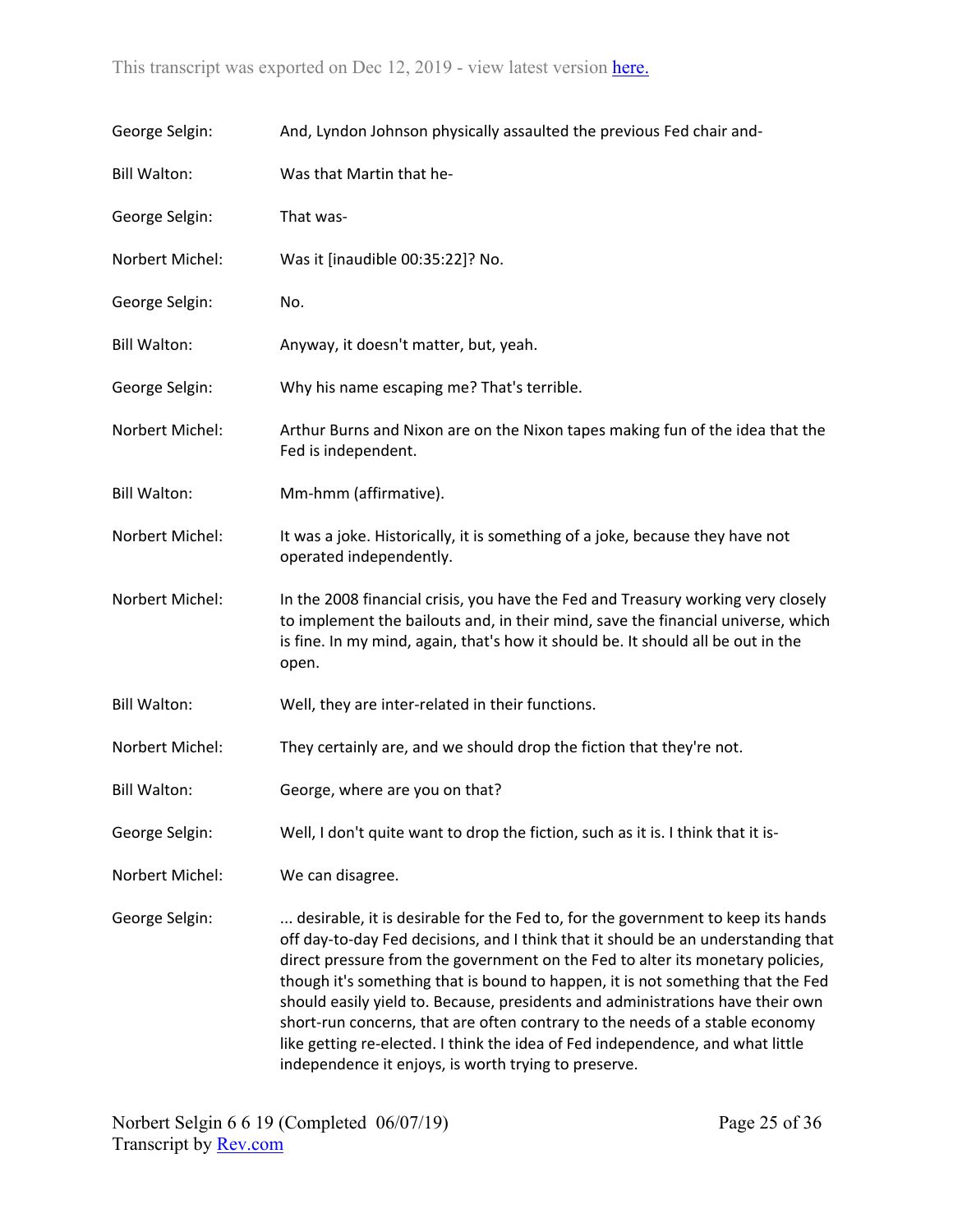George Selgin: And, Lyndon Johnson physically assaulted the previous Fed chair and-

Bill Walton: Was that Martin that he-

George Selgin: That was-

Norbert Michel: Was it [inaudible 00:35:22]? No.

George Selgin: No.

Bill Walton: Anyway, it doesn't matter, but, yeah.

George Selgin: Why his name escaping me? That's terrible.

Norbert Michel: Arthur Burns and Nixon are on the Nixon tapes making fun of the idea that the Fed is independent.

Bill Walton: Mm-hmm (affirmative).

Norbert Michel: It was a joke. Historically, it is something of a joke, because they have not operated independently.

Norbert Michel: In the 2008 financial crisis, you have the Fed and Treasury working very closely to implement the bailouts and, in their mind, save the financial universe, which is fine. In my mind, again, that's how it should be. It should all be out in the open.

Bill Walton: Well, they are inter-related in their functions.

Norbert Michel: They certainly are, and we should drop the fiction that they're not.

Bill Walton: George, where are you on that?

George Selgin: Well, I don't quite want to drop the fiction, such as it is. I think that it is-

Norbert Michel: We can disagree.

George Selgin: ... desirable, it is desirable for the Fed to, for the government to keep its hands off day-to-day Fed decisions, and I think that it should be an understanding that direct pressure from the government on the Fed to alter its monetary policies, though it's something that is bound to happen, it is not something that the Fed should easily yield to. Because, presidents and administrations have their own short-run concerns, that are often contrary to the needs of a stable economy like getting re-elected. I think the idea of Fed independence, and what little independence it enjoys, is worth trying to preserve.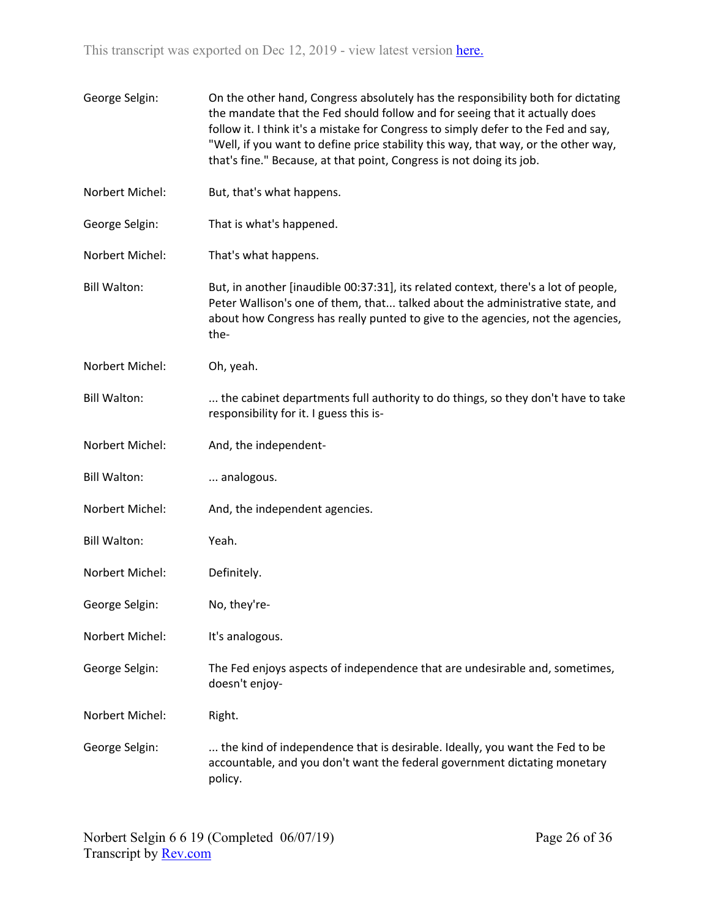George Selgin: On the other hand, Congress absolutely has the responsibility both for dictating the mandate that the Fed should follow and for seeing that it actually does follow it. I think it's a mistake for Congress to simply defer to the Fed and say, "Well, if you want to define price stability this way, that way, or the other way, that's fine." Because, at that point, Congress is not doing its job.

Norbert Michel: But, that's what happens.

George Selgin: That is what's happened.

Norbert Michel: That's what happens.

Bill Walton: But, in another [inaudible 00:37:31], its related context, there's a lot of people, Peter Wallison's one of them, that... talked about the administrative state, and about how Congress has really punted to give to the agencies, not the agencies, the-

Norbert Michel: Oh, yeah.

Bill Walton: ... the cabinet departments full authority to do things, so they don't have to take responsibility for it. I guess this is-

Norbert Michel: And, the independent-

Bill Walton: ... analogous.

Norbert Michel: And, the independent agencies.

Bill Walton: Yeah.

Norbert Michel: Definitely.

George Selgin: No, they're-

Norbert Michel: It's analogous.

George Selgin: The Fed enjoys aspects of independence that are undesirable and, sometimes, doesn't enjoy-

Norbert Michel: Right.

George Selgin: ... the kind of independence that is desirable. Ideally, you want the Fed to be accountable, and you don't want the federal government dictating monetary policy.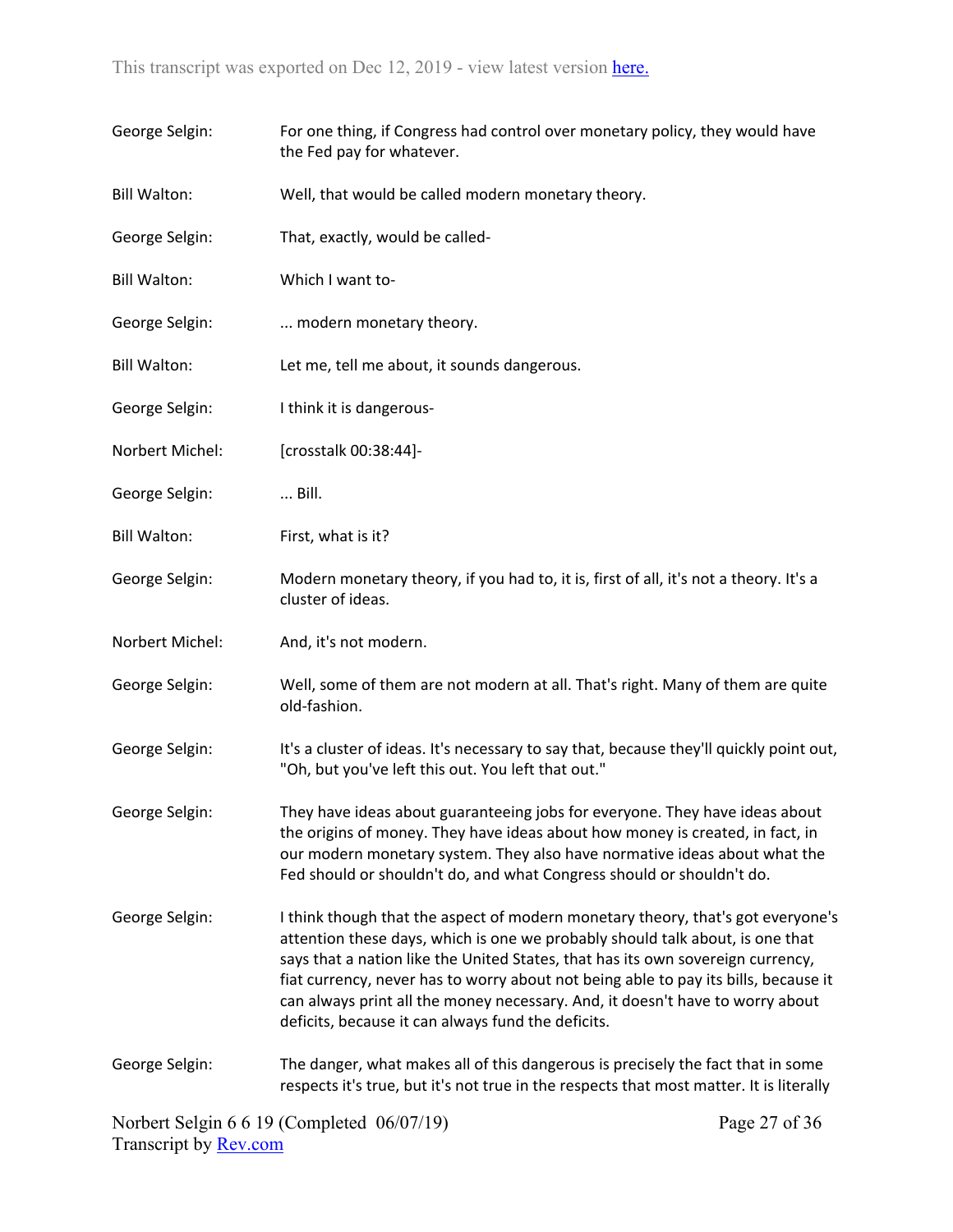George Selgin: For one thing, if Congress had control over monetary policy, they would have the Fed pay for whatever.

Bill Walton: Well, that would be called modern monetary theory.

George Selgin: That, exactly, would be called-

Bill Walton: Which I want to-

George Selgin: ... modern monetary theory.

Bill Walton: Let me, tell me about, it sounds dangerous.

George Selgin: I think it is dangerous-

Norbert Michel: [crosstalk 00:38:44]-

George Selgin: ... Bill.

Bill Walton: First, what is it?

George Selgin: Modern monetary theory, if you had to, it is, first of all, it's not a theory. It's a cluster of ideas.

Norbert Michel: And, it's not modern.

George Selgin: Well, some of them are not modern at all. That's right. Many of them are quite old-fashion.

George Selgin: It's a cluster of ideas. It's necessary to say that, because they'll quickly point out, "Oh, but you've left this out. You left that out."

George Selgin: They have ideas about guaranteeing jobs for everyone. They have ideas about the origins of money. They have ideas about how money is created, in fact, in our modern monetary system. They also have normative ideas about what the Fed should or shouldn't do, and what Congress should or shouldn't do.

George Selgin: I think though that the aspect of modern monetary theory, that's got everyone's attention these days, which is one we probably should talk about, is one that says that a nation like the United States, that has its own sovereign currency, fiat currency, never has to worry about not being able to pay its bills, because it can always print all the money necessary. And, it doesn't have to worry about deficits, because it can always fund the deficits.

George Selgin: The danger, what makes all of this dangerous is precisely the fact that in some respects it's true, but it's not true in the respects that most matter. It is literally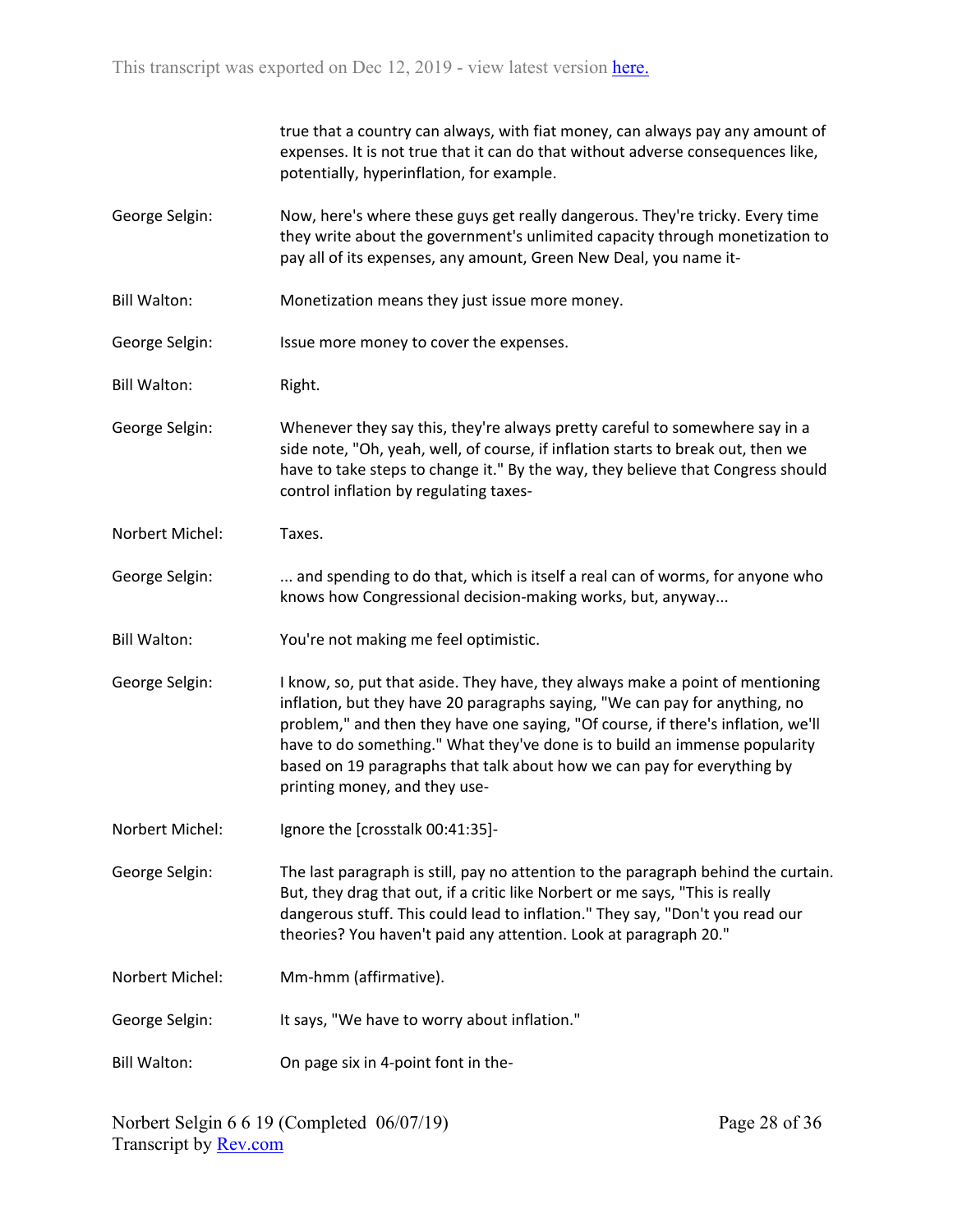true that a country can always, with fiat money, can always pay any amount of expenses. It is not true that it can do that without adverse consequences like, potentially, hyperinflation, for example.

George Selgin: Now, here's where these guys get really dangerous. They're tricky. Every time they write about the government's unlimited capacity through monetization to pay all of its expenses, any amount, Green New Deal, you name it-

Bill Walton: Monetization means they just issue more money.

George Selgin: Issue more money to cover the expenses.

Bill Walton: Right.

George Selgin: Whenever they say this, they're always pretty careful to somewhere say in a side note, "Oh, yeah, well, of course, if inflation starts to break out, then we have to take steps to change it." By the way, they believe that Congress should control inflation by regulating taxes-

Norbert Michel: Taxes.

George Selgin: ... and spending to do that, which is itself a real can of worms, for anyone who knows how Congressional decision-making works, but, anyway...

Bill Walton: You're not making me feel optimistic.

George Selgin: I know, so, put that aside. They have, they always make a point of mentioning inflation, but they have 20 paragraphs saying, "We can pay for anything, no problem," and then they have one saying, "Of course, if there's inflation, we'll have to do something." What they've done is to build an immense popularity based on 19 paragraphs that talk about how we can pay for everything by printing money, and they use-

Norbert Michel: Ignore the [crosstalk 00:41:35]-

George Selgin: The last paragraph is still, pay no attention to the paragraph behind the curtain. But, they drag that out, if a critic like Norbert or me says, "This is really dangerous stuff. This could lead to inflation." They say, "Don't you read our theories? You haven't paid any attention. Look at paragraph 20."

Norbert Michel: Mm-hmm (affirmative).

George Selgin: It says, "We have to worry about inflation."

Bill Walton: On page six in 4-point font in the-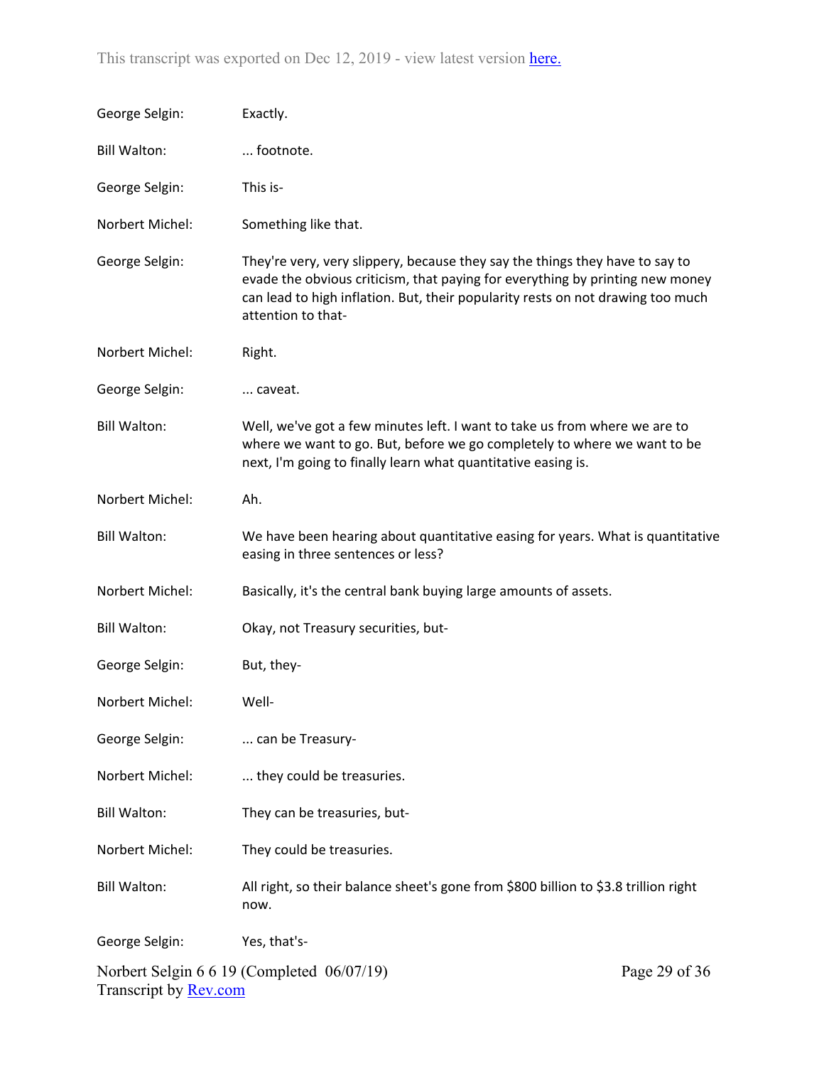George Selgin: Exactly.

Bill Walton: ... footnote.

George Selgin: This is-

Norbert Michel: Something like that.

George Selgin: They're very, very slippery, because they say the things they have to say to evade the obvious criticism, that paying for everything by printing new money can lead to high inflation. But, their popularity rests on not drawing too much attention to that-

Norbert Michel: Right.

George Selgin: ... caveat.

Bill Walton: Well, we've got a few minutes left. I want to take us from where we are to where we want to go. But, before we go completely to where we want to be next, I'm going to finally learn what quantitative easing is.

Norbert Michel: Ah.

Bill Walton: We have been hearing about quantitative easing for years. What is quantitative easing in three sentences or less?

Norbert Michel: Basically, it's the central bank buying large amounts of assets.

Bill Walton: Okay, not Treasury securities, but-

George Selgin: But, they-

Norbert Michel: Well-

George Selgin: ... can be Treasury-

Norbert Michel: ... they could be treasuries.

Bill Walton: They can be treasuries, but-

Norbert Michel: They could be treasuries.

Bill Walton: All right, so their balance sheet's gone from $800 billion to $3.8 trillion right now.

George Selgin: Yes, that's-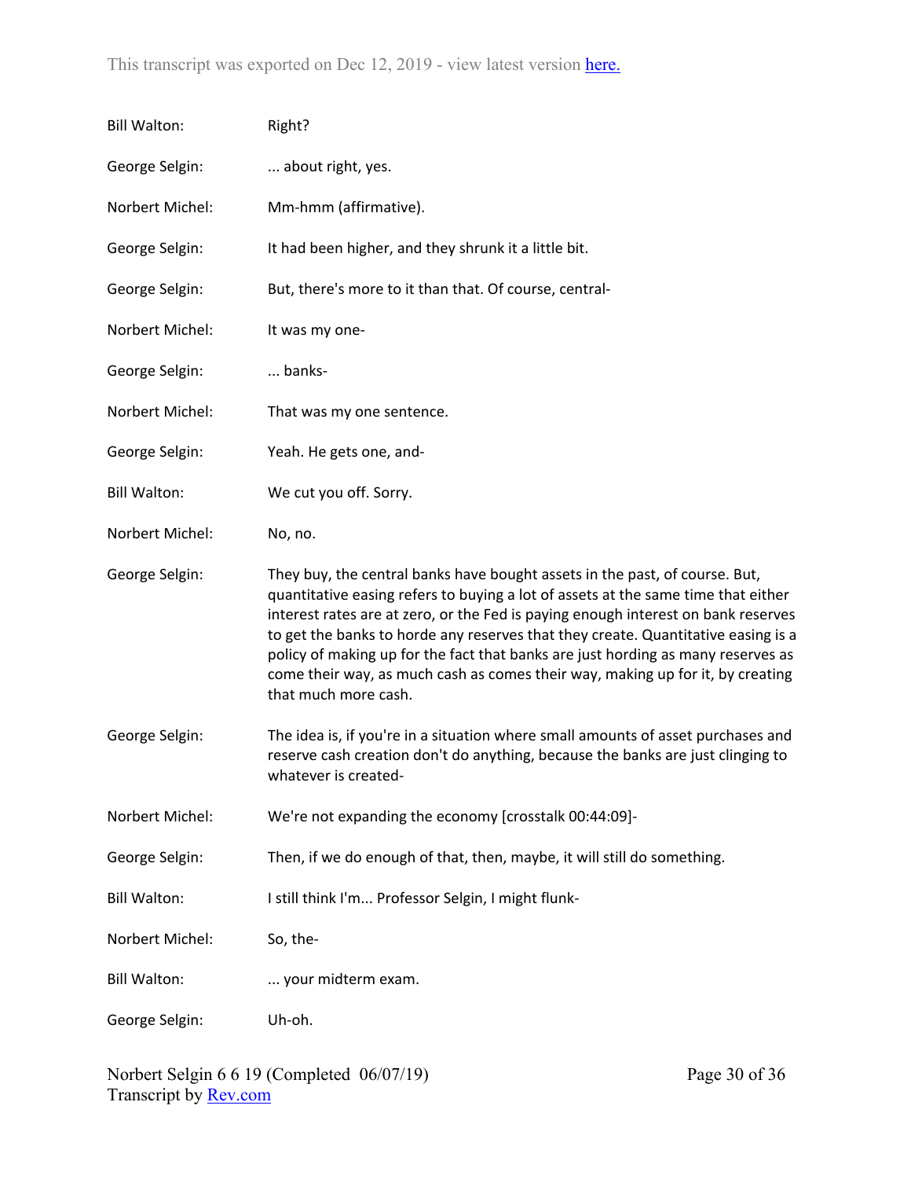Bill Walton: Right?

George Selgin: ... about right, yes.

Norbert Michel: Mm-hmm (affirmative).

George Selgin: It had been higher, and they shrunk it a little bit.

George Selgin: But, there's more to it than that. Of course, central-

Norbert Michel: It was my one-

George Selgin: ... banks-

Norbert Michel: That was my one sentence.

George Selgin: Yeah. He gets one, and-

Bill Walton: We cut you off. Sorry.

Norbert Michel: No, no.

George Selgin: They buy, the central banks have bought assets in the past, of course. But, quantitative easing refers to buying a lot of assets at the same time that either interest rates are at zero, or the Fed is paying enough interest on bank reserves to get the banks to horde any reserves that they create. Quantitative easing is a policy of making up for the fact that banks are just hording as many reserves as come their way, as much cash as comes their way, making up for it, by creating that much more cash.

George Selgin: The idea is, if you're in a situation where small amounts of asset purchases and reserve cash creation don't do anything, because the banks are just clinging to whatever is created-

Norbert Michel: We're not expanding the economy [crosstalk 00:44:09]-

George Selgin: Then, if we do enough of that, then, maybe, it will still do something.

Bill Walton: I still think I'm... Professor Selgin, I might flunk-

Norbert Michel: So, the-

Bill Walton: ... your midterm exam.

George Selgin: Uh-oh.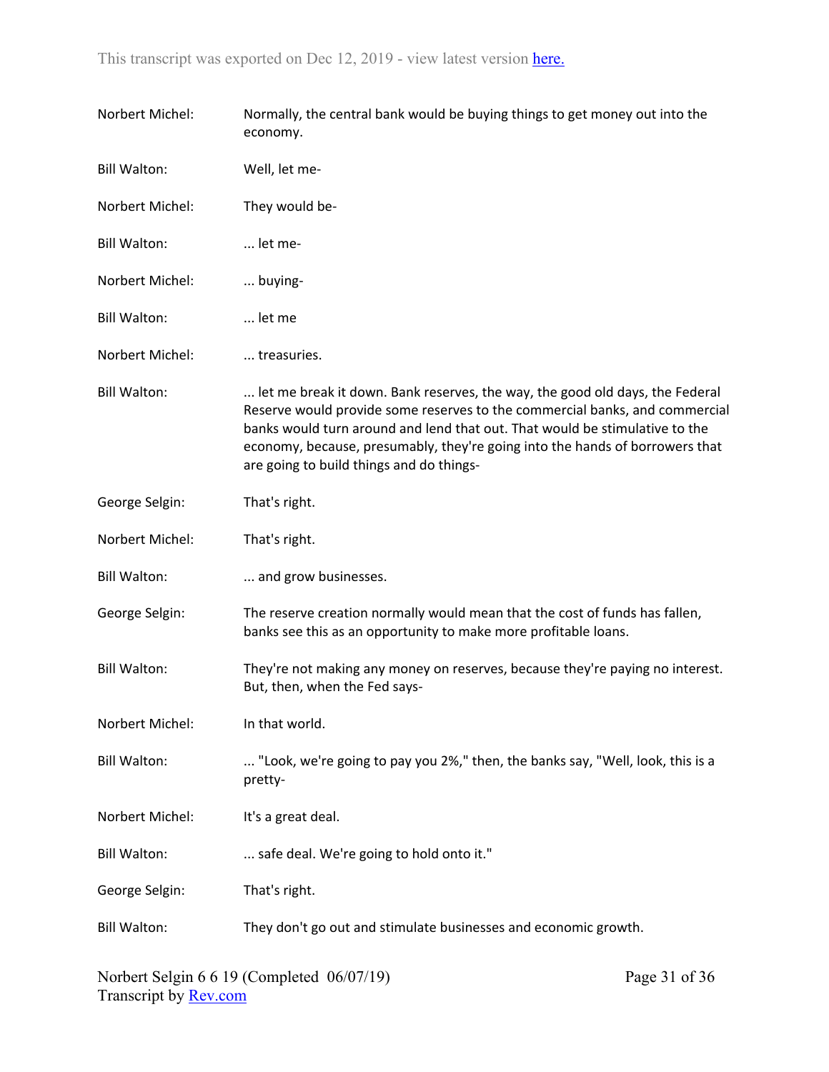Norbert Michel: Normally, the central bank would be buying things to get money out into the economy.

Bill Walton: Well, let me-

Norbert Michel: They would be-

Bill Walton: ... let me-

Norbert Michel: ... buying-

Bill Walton: ... let me

Norbert Michel: ... treasuries.

Bill Walton: ... let me break it down. Bank reserves, the way, the good old days, the Federal Reserve would provide some reserves to the commercial banks, and commercial banks would turn around and lend that out. That would be stimulative to the economy, because, presumably, they're going into the hands of borrowers that are going to build things and do things-

George Selgin: That's right.

Norbert Michel: That's right.

Bill Walton: ... and grow businesses.

George Selgin: The reserve creation normally would mean that the cost of funds has fallen, banks see this as an opportunity to make more profitable loans.

Bill Walton: They're not making any money on reserves, because they're paying no interest. But, then, when the Fed says-

Norbert Michel: In that world.

Bill Walton: ... "Look, we're going to pay you 2%," then, the banks say, "Well, look, this is a pretty-

Norbert Michel: It's a great deal.

Bill Walton: ... safe deal. We're going to hold onto it."

George Selgin: That's right.

Bill Walton: They don't go out and stimulate businesses and economic growth.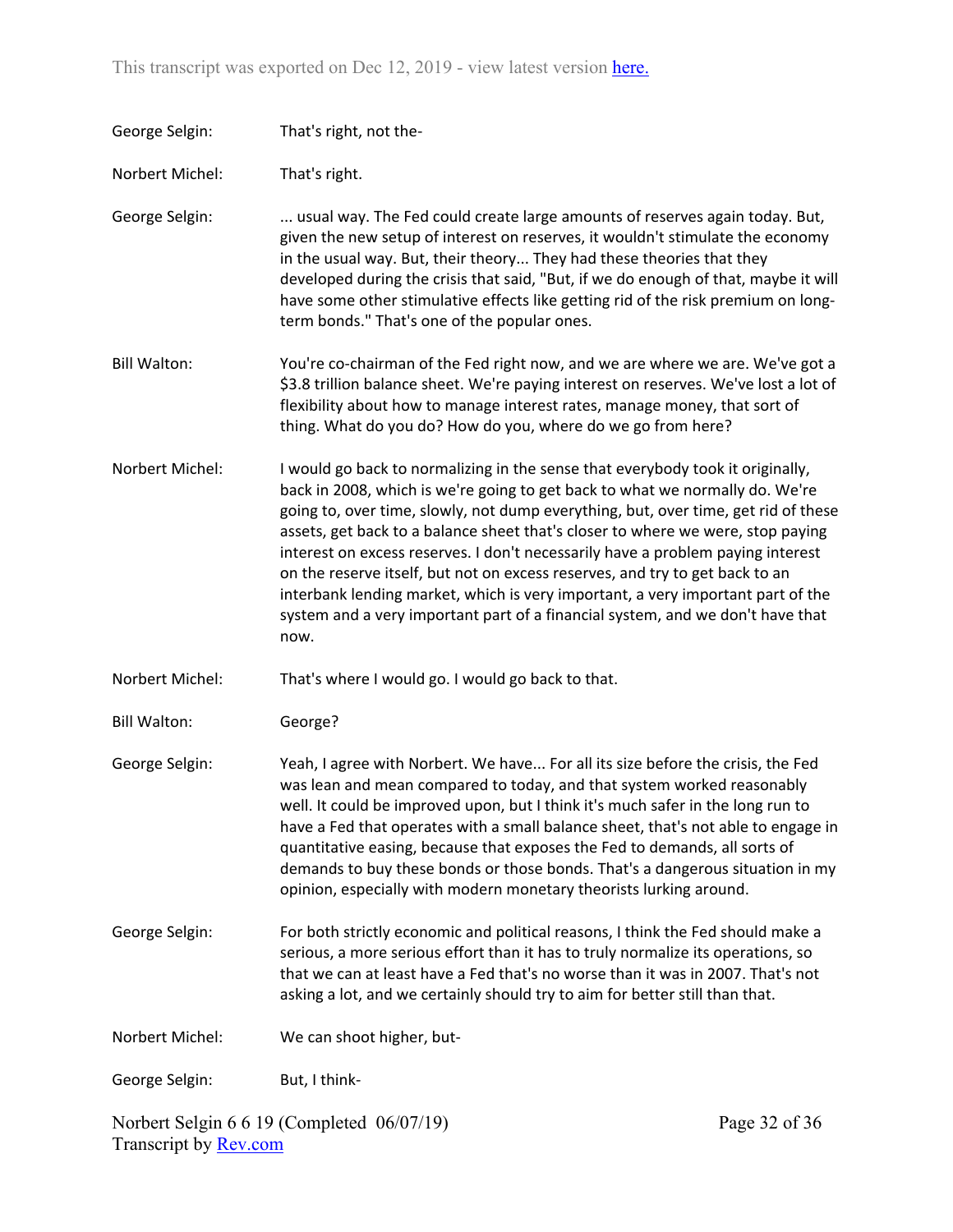George Selgin: That's right, not the-

Norbert Michel: That's right.

George Selgin: ... usual way. The Fed could create large amounts of reserves again today. But, given the new setup of interest on reserves, it wouldn't stimulate the economy in the usual way. But, their theory... They had these theories that they developed during the crisis that said, "But, if we do enough of that, maybe it will have some other stimulative effects like getting rid of the risk premium on long-term bonds." That's one of the popular ones.

Bill Walton: You're co-chairman of the Fed right now, and we are where we are. We've got a $3.8 trillion balance sheet. We're paying interest on reserves. We've lost a lot of flexibility about how to manage interest rates, manage money, that sort of thing. What do you do? How do you, where do we go from here?

Norbert Michel: I would go back to normalizing in the sense that everybody took it originally, back in 2008, which is we're going to get back to what we normally do. We're going to, over time, slowly, not dump everything, but, over time, get rid of these assets, get back to a balance sheet that's closer to where we were, stop paying interest on excess reserves. I don't necessarily have a problem paying interest on the reserve itself, but not on excess reserves, and try to get back to an interbank lending market, which is very important, a very important part of the system and a very important part of a financial system, and we don't have that now.

Norbert Michel: That's where I would go. I would go back to that.

Bill Walton: George?

George Selgin: Yeah, I agree with Norbert. We have... For all its size before the crisis, the Fed was lean and mean compared to today, and that system worked reasonably well. It could be improved upon, but I think it's much safer in the long run to have a Fed that operates with a small balance sheet, that's not able to engage in quantitative easing, because that exposes the Fed to demands, all sorts of demands to buy these bonds or those bonds. That's a dangerous situation in my opinion, especially with modern monetary theorists lurking around.

George Selgin: For both strictly economic and political reasons, I think the Fed should make a serious, a more serious effort than it has to truly normalize its operations, so that we can at least have a Fed that's no worse than it was in 2007. That's not asking a lot, and we certainly should try to aim for better still than that.

Norbert Michel: We can shoot higher, but-

George Selgin: But, I think-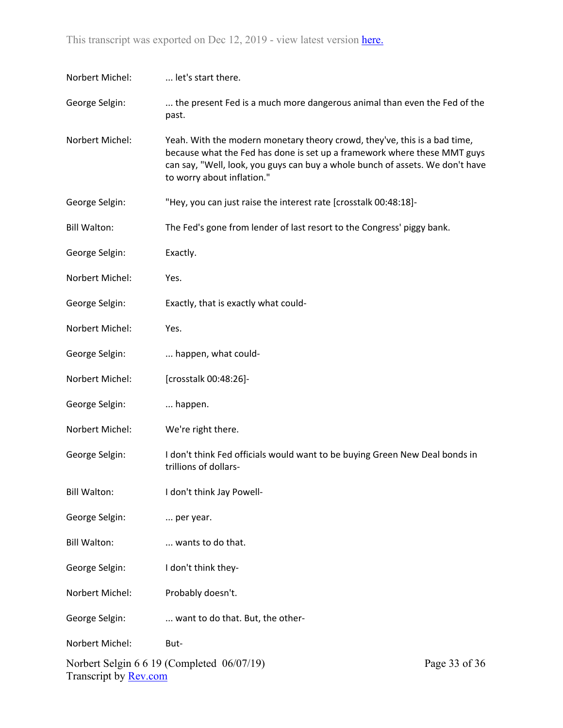Norbert Michel: ... let's start there.

George Selgin: ... the present Fed is a much more dangerous animal than even the Fed of the past.

Norbert Michel: Yeah. With the modern monetary theory crowd, they've, this is a bad time, because what the Fed has done is set up a framework where these MMT guys can say, "Well, look, you guys can buy a whole bunch of assets. We don't have to worry about inflation."

George Selgin: "Hey, you can just raise the interest rate [crosstalk 00:48:18]-

Bill Walton: The Fed's gone from lender of last resort to the Congress' piggy bank.

George Selgin: Exactly.

Norbert Michel: Yes.

George Selgin: Exactly, that is exactly what could-

Norbert Michel: Yes.

George Selgin: ... happen, what could-

Norbert Michel: [crosstalk 00:48:26]-

George Selgin: ... happen.

Norbert Michel: We're right there.

George Selgin: I don't think Fed officials would want to be buying Green New Deal bonds in trillions of dollars-

Bill Walton: I don't think Jay Powell-

George Selgin: ... per year.

Bill Walton: ... wants to do that.

George Selgin: I don't think they-

Norbert Michel: Probably doesn't.

George Selgin: ... want to do that. But, the other-

Norbert Michel: But-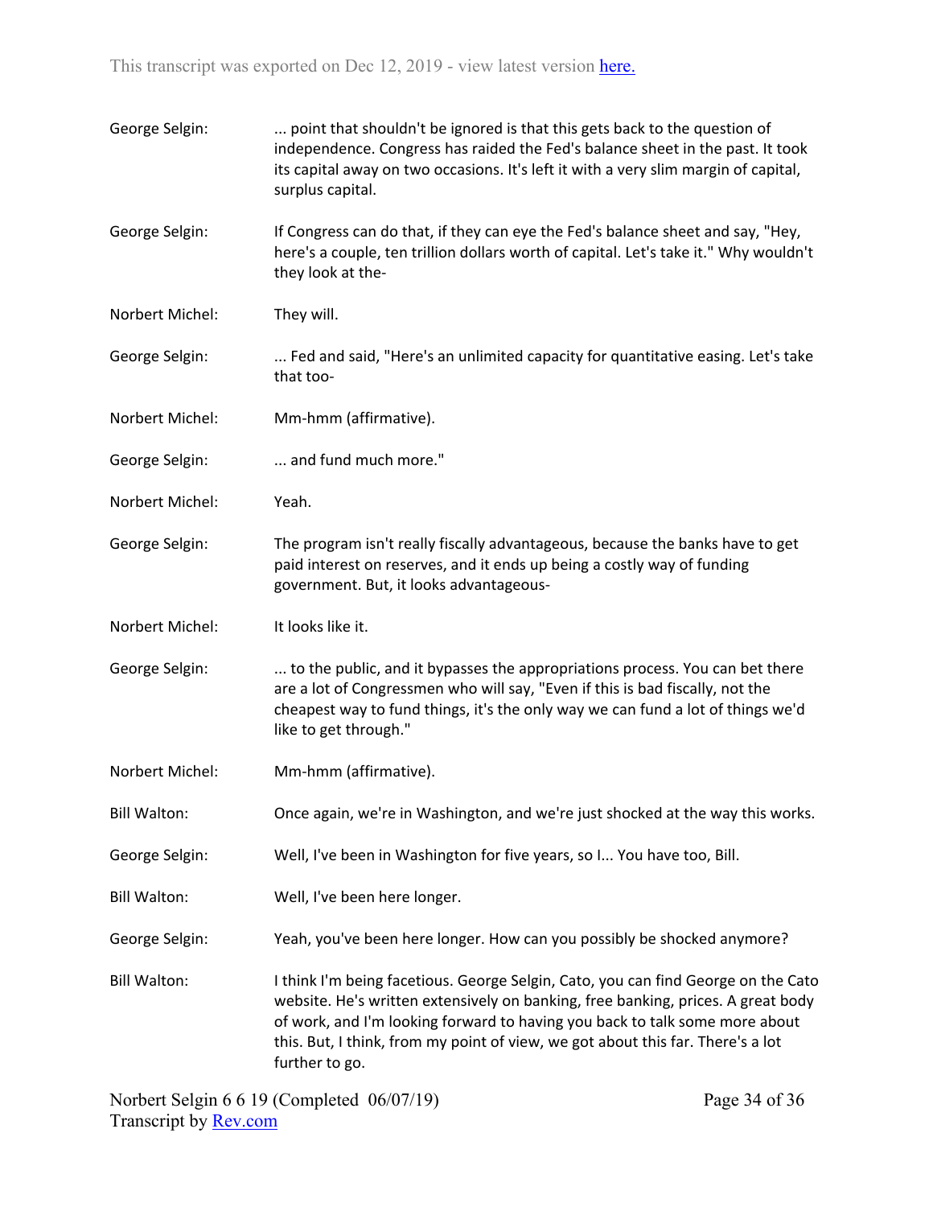George Selgin: ... point that shouldn't be ignored is that this gets back to the question of independence. Congress has raided the Fed's balance sheet in the past. It took its capital away on two occasions. It's left it with a very slim margin of capital, surplus capital.

George Selgin: If Congress can do that, if they can eye the Fed's balance sheet and say, "Hey, here's a couple, ten trillion dollars worth of capital. Let's take it." Why wouldn't they look at the-

Norbert Michel: They will.

George Selgin: ... Fed and said, "Here's an unlimited capacity for quantitative easing. Let's take that too-

Norbert Michel: Mm-hmm (affirmative).

George Selgin: ... and fund much more."

Norbert Michel: Yeah.

George Selgin: The program isn't really fiscally advantageous, because the banks have to get paid interest on reserves, and it ends up being a costly way of funding government. But, it looks advantageous-

Norbert Michel: It looks like it.

George Selgin: ... to the public, and it bypasses the appropriations process. You can bet there are a lot of Congressmen who will say, "Even if this is bad fiscally, not the cheapest way to fund things, it's the only way we can fund a lot of things we'd like to get through."

Norbert Michel: Mm-hmm (affirmative).

Bill Walton: Once again, we're in Washington, and we're just shocked at the way this works.

George Selgin: Well, I've been in Washington for five years, so I... You have too, Bill.

Bill Walton: Well, I've been here longer.

George Selgin: Yeah, you've been here longer. How can you possibly be shocked anymore?

Bill Walton: I think I'm being facetious. George Selgin, Cato, you can find George on the Cato website. He's written extensively on banking, free banking, prices. A great body of work, and I'm looking forward to having you back to talk some more about this. But, I think, from my point of view, we got about this far. There's a lot further to go.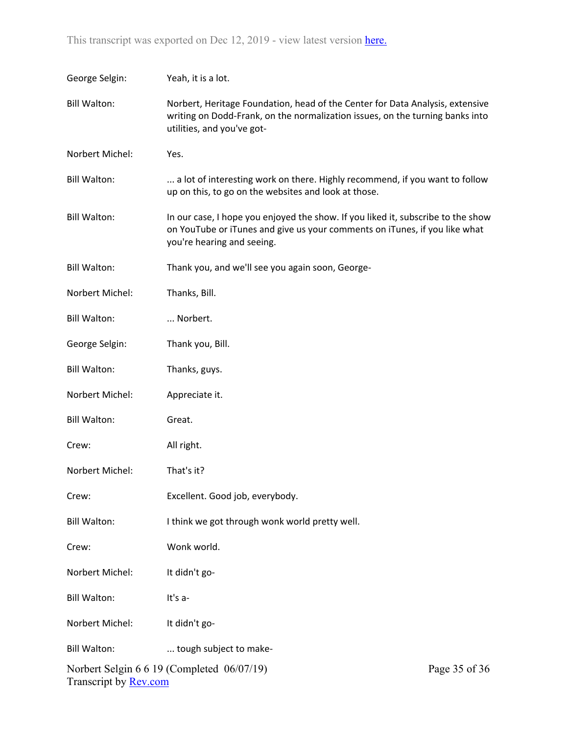George Selgin: Yeah, it is a lot.

Bill Walton: Norbert, Heritage Foundation, head of the Center for Data Analysis, extensive writing on Dodd-Frank, on the normalization issues, on the turning banks into utilities, and you've got-

Norbert Michel: Yes.

Bill Walton: ... a lot of interesting work on there. Highly recommend, if you want to follow up on this, to go on the websites and look at those.

Bill Walton: In our case, I hope you enjoyed the show. If you liked it, subscribe to the show on YouTube or iTunes and give us your comments on iTunes, if you like what you're hearing and seeing.

Bill Walton: Thank you, and we'll see you again soon, George-

Norbert Michel: Thanks, Bill.

Bill Walton: ... Norbert.

George Selgin: Thank you, Bill.

Bill Walton: Thanks, guys.

Norbert Michel: Appreciate it.

Bill Walton: Great.

Crew: All right.

Norbert Michel: That's it?

Crew: Excellent. Good job, everybody.

Bill Walton: I think we got through wonk world pretty well.

Crew: Wonk world.

Norbert Michel: It didn't go-

Bill Walton: It's a-

Norbert Michel: It didn't go-

Bill Walton: ... tough subject to make-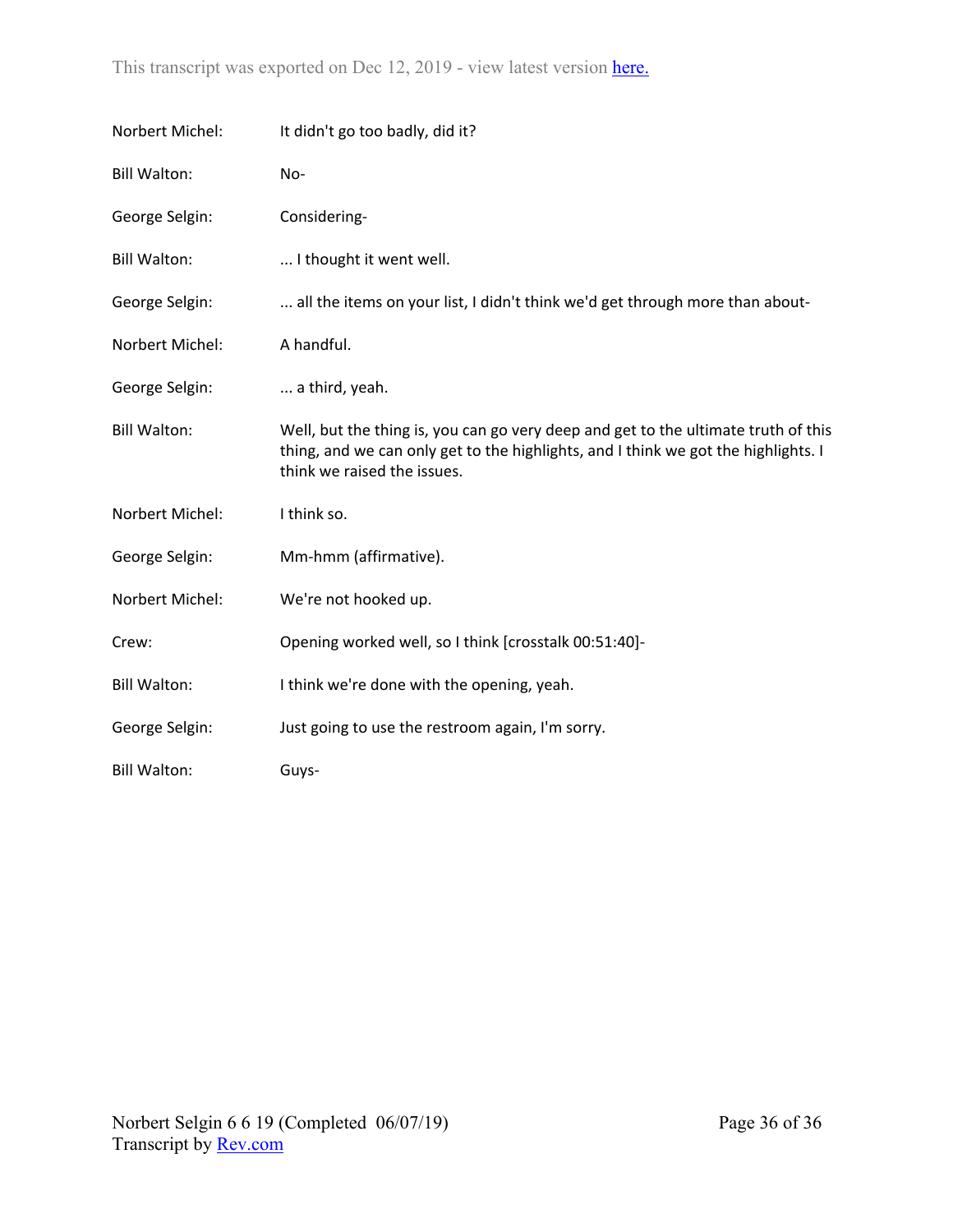Norbert Michel: It didn't go too badly, did it?

Bill Walton: No-

George Selgin: Considering-

Bill Walton: ... I thought it went well.

George Selgin: ... all the items on your list, I didn't think we'd get through more than about-

Norbert Michel: A handful.

George Selgin: ... a third, yeah.

Bill Walton: Well, but the thing is, you can go very deep and get to the ultimate truth of this thing, and we can only get to the highlights, and I think we got the highlights. I think we raised the issues.

Norbert Michel: I think so.

George Selgin: Mm-hmm (affirmative).

Norbert Michel: We're not hooked up.

Crew: Opening worked well, so I think [crosstalk 00:51:40]-

Bill Walton: I think we're done with the opening, yeah.

George Selgin: Just going to use the restroom again, I'm sorry.

Bill Walton: Guys-